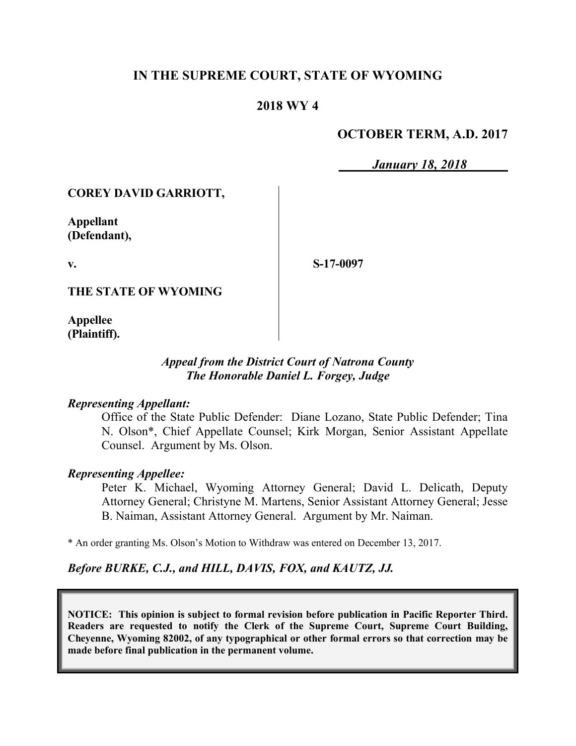**IN THE SUPREME COURT, STATE OF WYOMING**

**2018 WY 4**

**OCTOBER TERM, A.D. 2017**

***January 18, 2018***

**COREY DAVID GARRIOTT,**

**Appellant (Defendant),**

**v.**

**S-17-0097**

**THE STATE OF WYOMING**

**Appellee (Plaintiff).**

***Appeal from the District Court of Natrona County***
***The Honorable Daniel L. Forgey, Judge***

***Representing Appellant:***

Office of the State Public Defender: Diane Lozano, State Public Defender; Tina N. Olson*, Chief Appellate Counsel; Kirk Morgan, Senior Assistant Appellate Counsel. Argument by Ms. Olson.

***Representing Appellee:***

Peter K. Michael, Wyoming Attorney General; David L. Delicath, Deputy Attorney General; Christyne M. Martens, Senior Assistant Attorney General; Jesse B. Naiman, Assistant Attorney General. Argument by Mr. Naiman.

* An order granting Ms. Olson's Motion to Withdraw was entered on December 13, 2017.

***Before BURKE, C.J., and HILL, DAVIS, FOX, and KAUTZ, JJ.***

**NOTICE: This opinion is subject to formal revision before publication in Pacific Reporter Third. Readers are requested to notify the Clerk of the Supreme Court, Supreme Court Building, Cheyenne, Wyoming 82002, of any typographical or other formal errors so that correction may be made before final publication in the permanent volume.**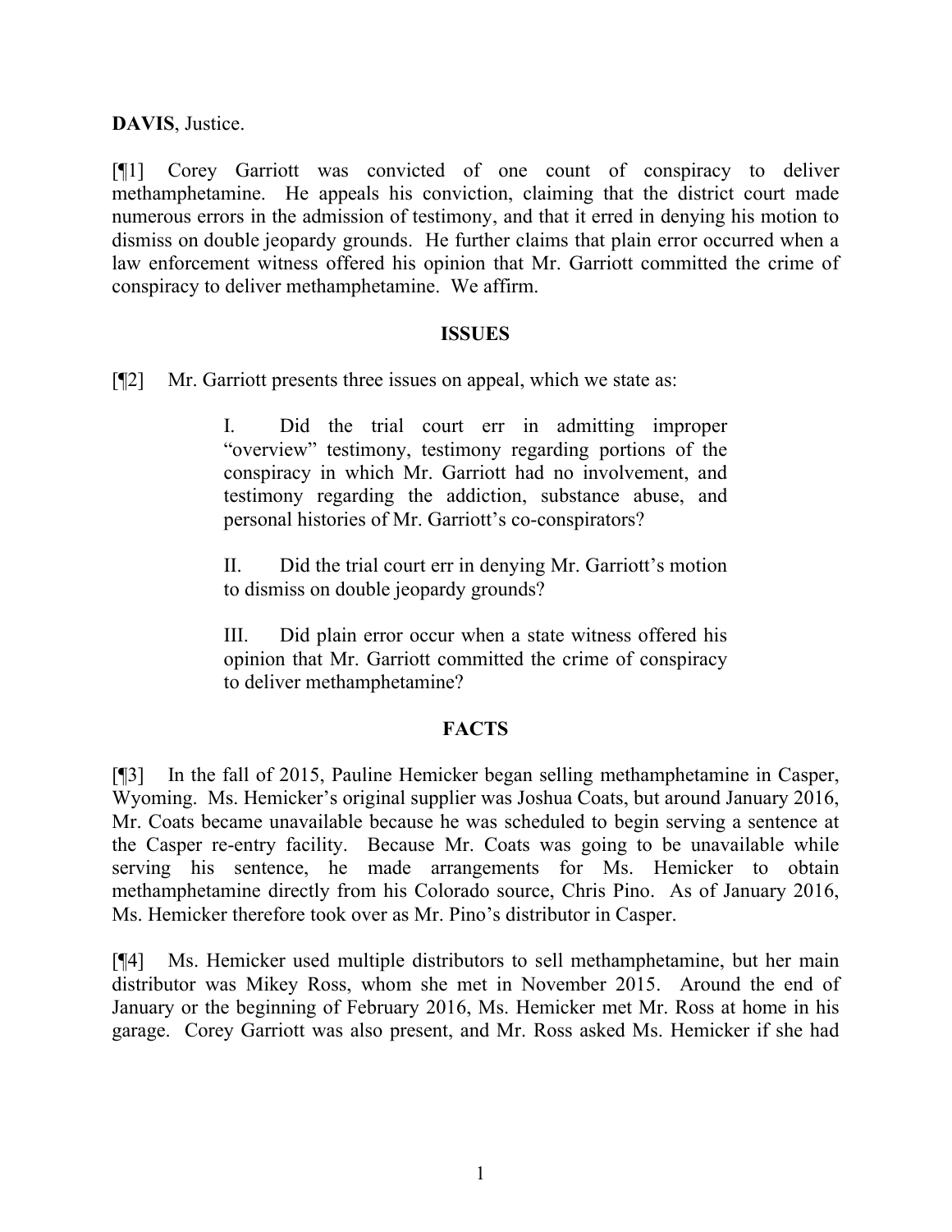**DAVIS**, Justice.

[¶1] Corey Garriott was convicted of one count of conspiracy to deliver methamphetamine. He appeals his conviction, claiming that the district court made numerous errors in the admission of testimony, and that it erred in denying his motion to dismiss on double jeopardy grounds. He further claims that plain error occurred when a law enforcement witness offered his opinion that Mr. Garriott committed the crime of conspiracy to deliver methamphetamine. We affirm.

## ISSUES

[¶2] Mr. Garriott presents three issues on appeal, which we state as:

> I. Did the trial court err in admitting improper "overview" testimony, testimony regarding portions of the conspiracy in which Mr. Garriott had no involvement, and testimony regarding the addiction, substance abuse, and personal histories of Mr. Garriott's co-conspirators?
>
> II. Did the trial court err in denying Mr. Garriott's motion to dismiss on double jeopardy grounds?
>
> III. Did plain error occur when a state witness offered his opinion that Mr. Garriott committed the crime of conspiracy to deliver methamphetamine?

## FACTS

[¶3] In the fall of 2015, Pauline Hemicker began selling methamphetamine in Casper, Wyoming. Ms. Hemicker's original supplier was Joshua Coats, but around January 2016, Mr. Coats became unavailable because he was scheduled to begin serving a sentence at the Casper re-entry facility. Because Mr. Coats was going to be unavailable while serving his sentence, he made arrangements for Ms. Hemicker to obtain methamphetamine directly from his Colorado source, Chris Pino. As of January 2016, Ms. Hemicker therefore took over as Mr. Pino's distributor in Casper.

[¶4] Ms. Hemicker used multiple distributors to sell methamphetamine, but her main distributor was Mikey Ross, whom she met in November 2015. Around the end of January or the beginning of February 2016, Ms. Hemicker met Mr. Ross at home in his garage. Corey Garriott was also present, and Mr. Ross asked Ms. Hemicker if she had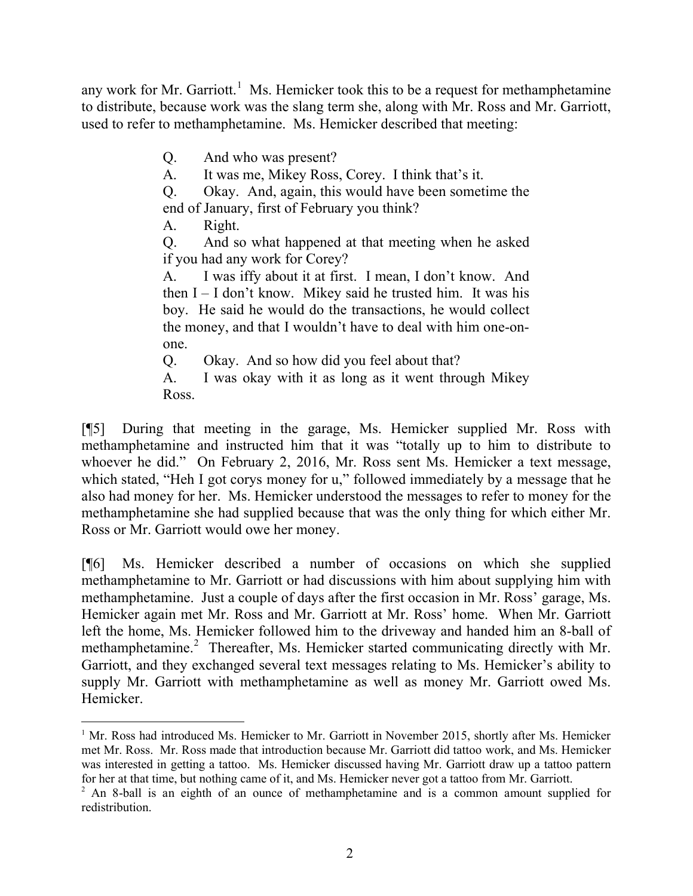any work for Mr. Garriott.[1] Ms. Hemicker took this to be a request for methamphetamine to distribute, because work was the slang term she, along with Mr. Ross and Mr. Garriott, used to refer to methamphetamine. Ms. Hemicker described that meeting:

> Q. And who was present?
>
> A. It was me, Mikey Ross, Corey. I think that's it.
>
> Q. Okay. And, again, this would have been sometime the end of January, first of February you think?
>
> A. Right.
>
> Q. And so what happened at that meeting when he asked if you had any work for Corey?
>
> A. I was iffy about it at first. I mean, I don't know. And then I – I don't know. Mikey said he trusted him. It was his boy. He said he would do the transactions, he would collect the money, and that I wouldn't have to deal with him one-on-one.
>
> Q. Okay. And so how did you feel about that?
>
> A. I was okay with it as long as it went through Mikey Ross.

[¶5] During that meeting in the garage, Ms. Hemicker supplied Mr. Ross with methamphetamine and instructed him that it was "totally up to him to distribute to whoever he did." On February 2, 2016, Mr. Ross sent Ms. Hemicker a text message, which stated, "Heh I got corys money for u," followed immediately by a message that he also had money for her. Ms. Hemicker understood the messages to refer to money for the methamphetamine she had supplied because that was the only thing for which either Mr. Ross or Mr. Garriott would owe her money.

[¶6] Ms. Hemicker described a number of occasions on which she supplied methamphetamine to Mr. Garriott or had discussions with him about supplying him with methamphetamine. Just a couple of days after the first occasion in Mr. Ross' garage, Ms. Hemicker again met Mr. Ross and Mr. Garriott at Mr. Ross' home. When Mr. Garriott left the home, Ms. Hemicker followed him to the driveway and handed him an 8-ball of methamphetamine.[2] Thereafter, Ms. Hemicker started communicating directly with Mr. Garriott, and they exchanged several text messages relating to Ms. Hemicker's ability to supply Mr. Garriott with methamphetamine as well as money Mr. Garriott owed Ms. Hemicker.

---

[1] Mr. Ross had introduced Ms. Hemicker to Mr. Garriott in November 2015, shortly after Ms. Hemicker met Mr. Ross. Mr. Ross made that introduction because Mr. Garriott did tattoo work, and Ms. Hemicker was interested in getting a tattoo. Ms. Hemicker discussed having Mr. Garriott draw up a tattoo pattern for her at that time, but nothing came of it, and Ms. Hemicker never got a tattoo from Mr. Garriott.

[2] An 8-ball is an eighth of an ounce of methamphetamine and is a common amount supplied for redistribution.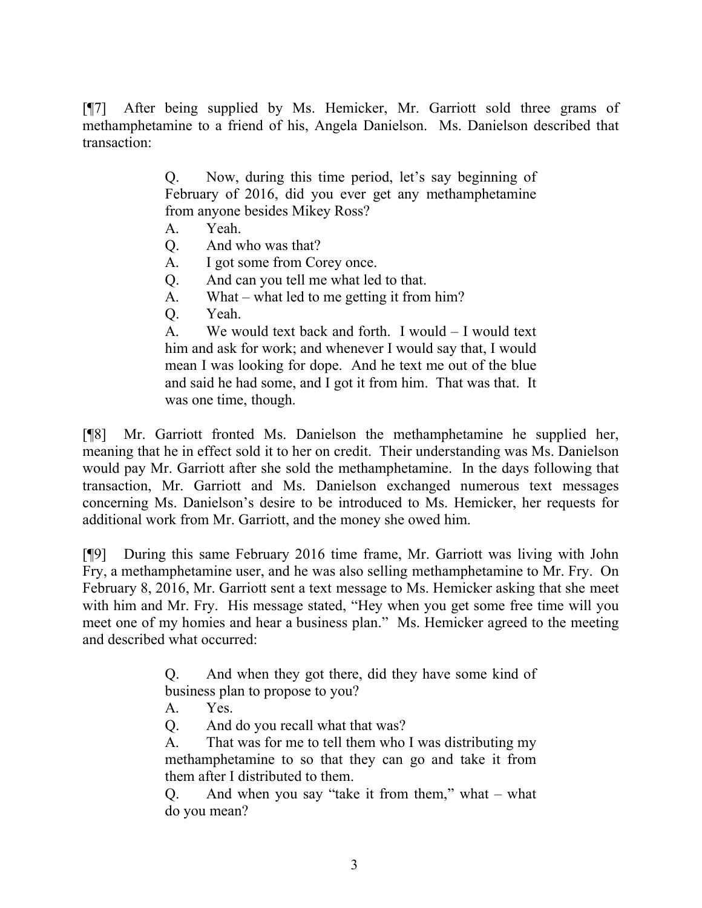[¶7] After being supplied by Ms. Hemicker, Mr. Garriott sold three grams of methamphetamine to a friend of his, Angela Danielson. Ms. Danielson described that transaction:

> Q. Now, during this time period, let's say beginning of February of 2016, did you ever get any methamphetamine from anyone besides Mikey Ross?
>
> A. Yeah.
>
> Q. And who was that?
>
> A. I got some from Corey once.
>
> Q. And can you tell me what led to that.
>
> A. What – what led to me getting it from him?
>
> Q. Yeah.
>
> A. We would text back and forth. I would – I would text him and ask for work; and whenever I would say that, I would mean I was looking for dope. And he text me out of the blue and said he had some, and I got it from him. That was that. It was one time, though.

[¶8] Mr. Garriott fronted Ms. Danielson the methamphetamine he supplied her, meaning that he in effect sold it to her on credit. Their understanding was Ms. Danielson would pay Mr. Garriott after she sold the methamphetamine. In the days following that transaction, Mr. Garriott and Ms. Danielson exchanged numerous text messages concerning Ms. Danielson's desire to be introduced to Ms. Hemicker, her requests for additional work from Mr. Garriott, and the money she owed him.

[¶9] During this same February 2016 time frame, Mr. Garriott was living with John Fry, a methamphetamine user, and he was also selling methamphetamine to Mr. Fry. On February 8, 2016, Mr. Garriott sent a text message to Ms. Hemicker asking that she meet with him and Mr. Fry. His message stated, "Hey when you get some free time will you meet one of my homies and hear a business plan." Ms. Hemicker agreed to the meeting and described what occurred:

> Q. And when they got there, did they have some kind of business plan to propose to you?
>
> A. Yes.
>
> Q. And do you recall what that was?
>
> A. That was for me to tell them who I was distributing my methamphetamine to so that they can go and take it from them after I distributed to them.
>
> Q. And when you say "take it from them," what – what do you mean?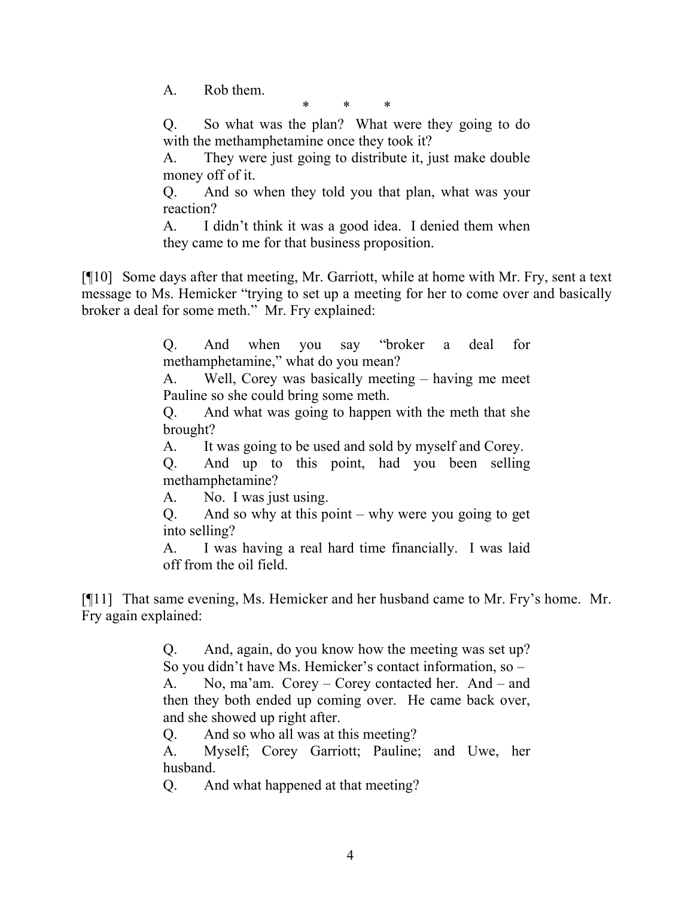> A. Rob them.
>
> \* \* \*
>
> Q. So what was the plan? What were they going to do with the methamphetamine once they took it?
>
> A. They were just going to distribute it, just make double money off of it.
>
> Q. And so when they told you that plan, what was your reaction?
>
> A. I didn't think it was a good idea. I denied them when they came to me for that business proposition.

[¶10] Some days after that meeting, Mr. Garriott, while at home with Mr. Fry, sent a text message to Ms. Hemicker "trying to set up a meeting for her to come over and basically broker a deal for some meth." Mr. Fry explained:

> Q. And when you say "broker a deal for methamphetamine," what do you mean?
>
> A. Well, Corey was basically meeting – having me meet Pauline so she could bring some meth.
>
> Q. And what was going to happen with the meth that she brought?
>
> A. It was going to be used and sold by myself and Corey.
>
> Q. And up to this point, had you been selling methamphetamine?
>
> A. No. I was just using.
>
> Q. And so why at this point – why were you going to get into selling?
>
> A. I was having a real hard time financially. I was laid off from the oil field.

[¶11] That same evening, Ms. Hemicker and her husband came to Mr. Fry's home. Mr. Fry again explained:

> Q. And, again, do you know how the meeting was set up? So you didn't have Ms. Hemicker's contact information, so –
>
> A. No, ma'am. Corey – Corey contacted her. And – and then they both ended up coming over. He came back over, and she showed up right after.
>
> Q. And so who all was at this meeting?
>
> A. Myself; Corey Garriott; Pauline; and Uwe, her husband.
>
> Q. And what happened at that meeting?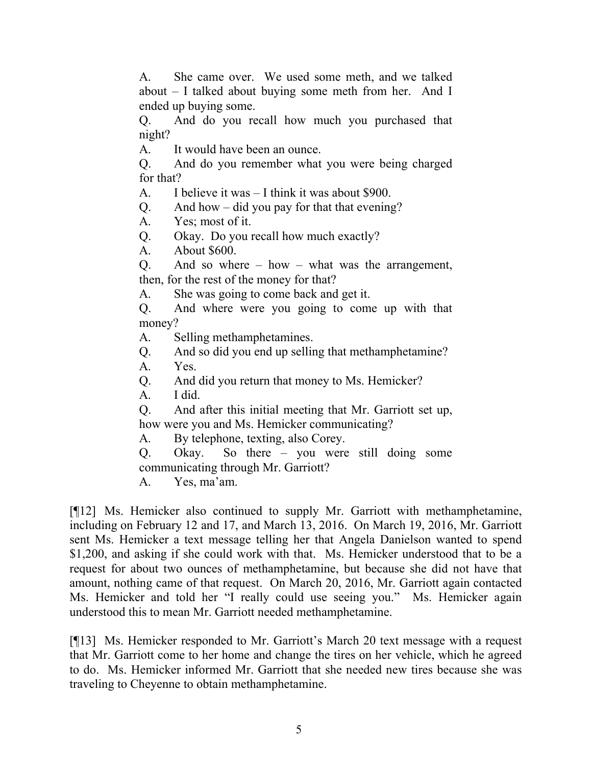A. She came over. We used some meth, and we talked about – I talked about buying some meth from her. And I ended up buying some.

Q. And do you recall how much you purchased that night?

A. It would have been an ounce.

Q. And do you remember what you were being charged for that?

A. I believe it was – I think it was about $900.

Q. And how – did you pay for that that evening?

A. Yes; most of it.

Q. Okay. Do you recall how much exactly?

A. About $600.

Q. And so where – how – what was the arrangement, then, for the rest of the money for that?

A. She was going to come back and get it.

Q. And where were you going to come up with that money?

A. Selling methamphetamines.

Q. And so did you end up selling that methamphetamine?

A. Yes.

Q. And did you return that money to Ms. Hemicker?

A. I did.

Q. And after this initial meeting that Mr. Garriott set up, how were you and Ms. Hemicker communicating?

A. By telephone, texting, also Corey.

Q. Okay. So there – you were still doing some communicating through Mr. Garriott?

A. Yes, ma'am.

[¶12] Ms. Hemicker also continued to supply Mr. Garriott with methamphetamine, including on February 12 and 17, and March 13, 2016. On March 19, 2016, Mr. Garriott sent Ms. Hemicker a text message telling her that Angela Danielson wanted to spend $1,200, and asking if she could work with that. Ms. Hemicker understood that to be a request for about two ounces of methamphetamine, but because she did not have that amount, nothing came of that request. On March 20, 2016, Mr. Garriott again contacted Ms. Hemicker and told her "I really could use seeing you." Ms. Hemicker again understood this to mean Mr. Garriott needed methamphetamine.

[¶13] Ms. Hemicker responded to Mr. Garriott's March 20 text message with a request that Mr. Garriott come to her home and change the tires on her vehicle, which he agreed to do. Ms. Hemicker informed Mr. Garriott that she needed new tires because she was traveling to Cheyenne to obtain methamphetamine.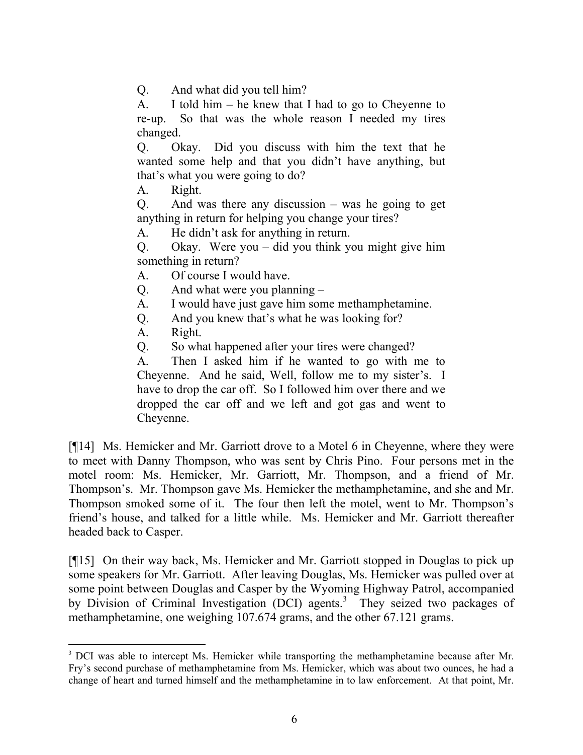Q. And what did you tell him?

A. I told him – he knew that I had to go to Cheyenne to re-up. So that was the whole reason I needed my tires changed.

Q. Okay. Did you discuss with him the text that he wanted some help and that you didn't have anything, but that's what you were going to do?

A. Right.

Q. And was there any discussion – was he going to get anything in return for helping you change your tires?

A. He didn't ask for anything in return.

Q. Okay. Were you – did you think you might give him something in return?

A. Of course I would have.

Q. And what were you planning –

A. I would have just gave him some methamphetamine.

Q. And you knew that's what he was looking for?

A. Right.

Q. So what happened after your tires were changed?

A. Then I asked him if he wanted to go with me to Cheyenne. And he said, Well, follow me to my sister's. I have to drop the car off. So I followed him over there and we dropped the car off and we left and got gas and went to Cheyenne.

[¶14] Ms. Hemicker and Mr. Garriott drove to a Motel 6 in Cheyenne, where they were to meet with Danny Thompson, who was sent by Chris Pino. Four persons met in the motel room: Ms. Hemicker, Mr. Garriott, Mr. Thompson, and a friend of Mr. Thompson's. Mr. Thompson gave Ms. Hemicker the methamphetamine, and she and Mr. Thompson smoked some of it. The four then left the motel, went to Mr. Thompson's friend's house, and talked for a little while. Ms. Hemicker and Mr. Garriott thereafter headed back to Casper.

[¶15] On their way back, Ms. Hemicker and Mr. Garriott stopped in Douglas to pick up some speakers for Mr. Garriott. After leaving Douglas, Ms. Hemicker was pulled over at some point between Douglas and Casper by the Wyoming Highway Patrol, accompanied by Division of Criminal Investigation (DCI) agents.[3] They seized two packages of methamphetamine, one weighing 107.674 grams, and the other 67.121 grams.

---

[3] DCI was able to intercept Ms. Hemicker while transporting the methamphetamine because after Mr. Fry's second purchase of methamphetamine from Ms. Hemicker, which was about two ounces, he had a change of heart and turned himself and the methamphetamine in to law enforcement. At that point, Mr.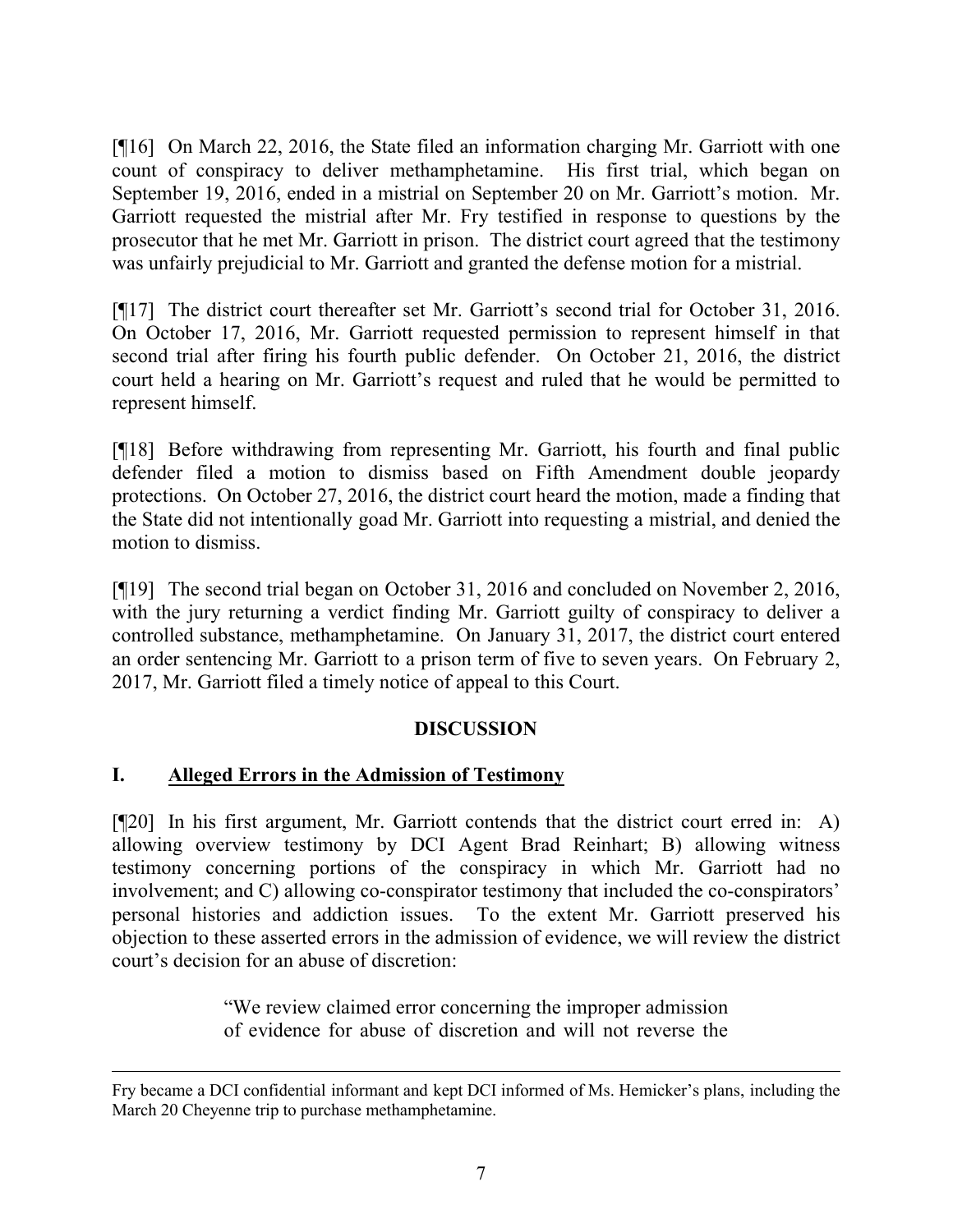[¶16] On March 22, 2016, the State filed an information charging Mr. Garriott with one count of conspiracy to deliver methamphetamine. His first trial, which began on September 19, 2016, ended in a mistrial on September 20 on Mr. Garriott's motion. Mr. Garriott requested the mistrial after Mr. Fry testified in response to questions by the prosecutor that he met Mr. Garriott in prison. The district court agreed that the testimony was unfairly prejudicial to Mr. Garriott and granted the defense motion for a mistrial.

[¶17] The district court thereafter set Mr. Garriott's second trial for October 31, 2016. On October 17, 2016, Mr. Garriott requested permission to represent himself in that second trial after firing his fourth public defender. On October 21, 2016, the district court held a hearing on Mr. Garriott's request and ruled that he would be permitted to represent himself.

[¶18] Before withdrawing from representing Mr. Garriott, his fourth and final public defender filed a motion to dismiss based on Fifth Amendment double jeopardy protections. On October 27, 2016, the district court heard the motion, made a finding that the State did not intentionally goad Mr. Garriott into requesting a mistrial, and denied the motion to dismiss.

[¶19] The second trial began on October 31, 2016 and concluded on November 2, 2016, with the jury returning a verdict finding Mr. Garriott guilty of conspiracy to deliver a controlled substance, methamphetamine. On January 31, 2017, the district court entered an order sentencing Mr. Garriott to a prison term of five to seven years. On February 2, 2017, Mr. Garriott filed a timely notice of appeal to this Court.

## DISCUSSION

### I. Alleged Errors in the Admission of Testimony

[¶20] In his first argument, Mr. Garriott contends that the district court erred in: A) allowing overview testimony by DCI Agent Brad Reinhart; B) allowing witness testimony concerning portions of the conspiracy in which Mr. Garriott had no involvement; and C) allowing co-conspirator testimony that included the co-conspirators' personal histories and addiction issues. To the extent Mr. Garriott preserved his objection to these asserted errors in the admission of evidence, we will review the district court's decision for an abuse of discretion:

> "We review claimed error concerning the improper admission of evidence for abuse of discretion and will not reverse the

---

Fry became a DCI confidential informant and kept DCI informed of Ms. Hemicker's plans, including the March 20 Cheyenne trip to purchase methamphetamine.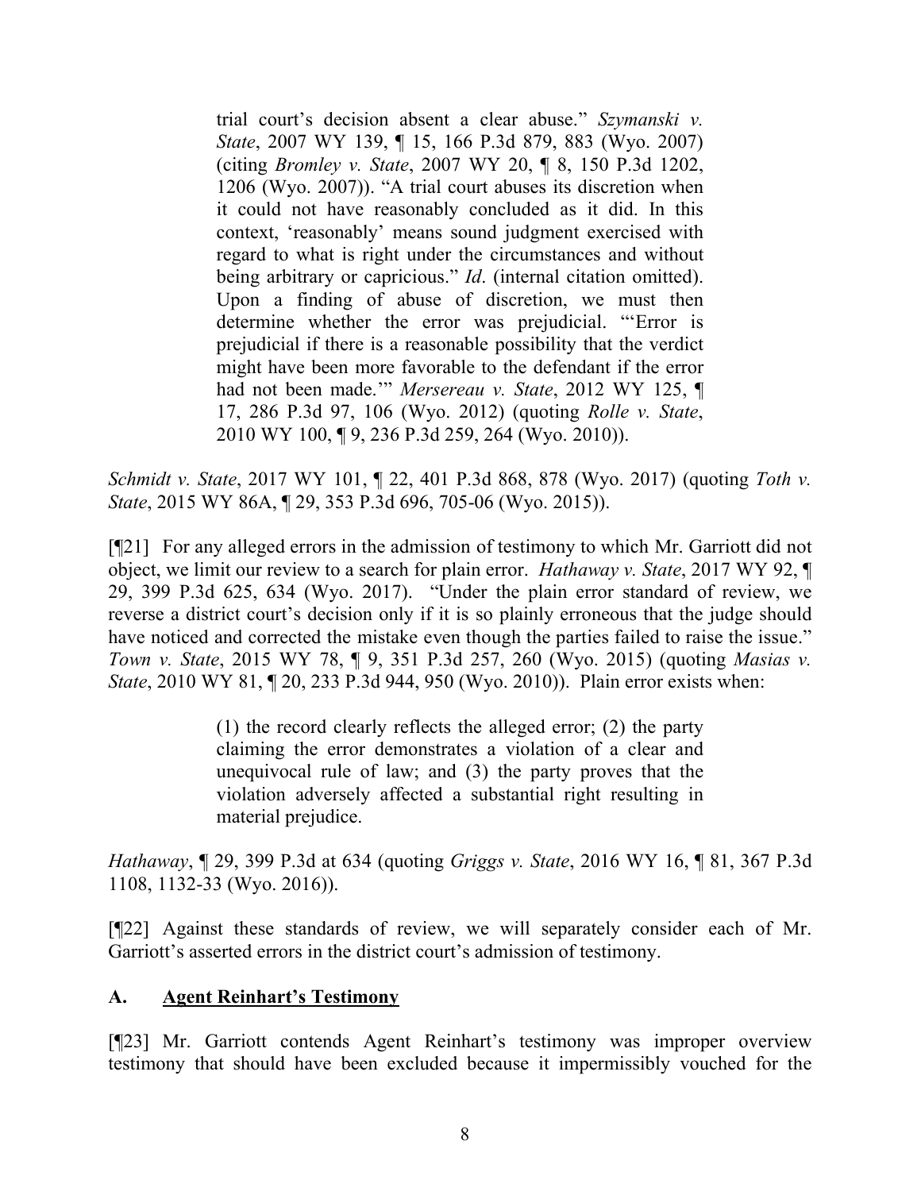> trial court's decision absent a clear abuse." *Szymanski v. State*, 2007 WY 139, ¶ 15, 166 P.3d 879, 883 (Wyo. 2007) (citing *Bromley v. State*, 2007 WY 20, ¶ 8, 150 P.3d 1202, 1206 (Wyo. 2007)). "A trial court abuses its discretion when it could not have reasonably concluded as it did. In this context, 'reasonably' means sound judgment exercised with regard to what is right under the circumstances and without being arbitrary or capricious." *Id*. (internal citation omitted). Upon a finding of abuse of discretion, we must then determine whether the error was prejudicial. "'Error is prejudicial if there is a reasonable possibility that the verdict might have been more favorable to the defendant if the error had not been made.'" *Mersereau v. State*, 2012 WY 125, ¶ 17, 286 P.3d 97, 106 (Wyo. 2012) (quoting *Rolle v. State*, 2010 WY 100, ¶ 9, 236 P.3d 259, 264 (Wyo. 2010)).

*Schmidt v. State*, 2017 WY 101, ¶ 22, 401 P.3d 868, 878 (Wyo. 2017) (quoting *Toth v. State*, 2015 WY 86A, ¶ 29, 353 P.3d 696, 705-06 (Wyo. 2015)).

[¶21] For any alleged errors in the admission of testimony to which Mr. Garriott did not object, we limit our review to a search for plain error. *Hathaway v. State*, 2017 WY 92, ¶ 29, 399 P.3d 625, 634 (Wyo. 2017). "Under the plain error standard of review, we reverse a district court's decision only if it is so plainly erroneous that the judge should have noticed and corrected the mistake even though the parties failed to raise the issue." *Town v. State*, 2015 WY 78, ¶ 9, 351 P.3d 257, 260 (Wyo. 2015) (quoting *Masias v. State*, 2010 WY 81, ¶ 20, 233 P.3d 944, 950 (Wyo. 2010)). Plain error exists when:

> (1) the record clearly reflects the alleged error; (2) the party claiming the error demonstrates a violation of a clear and unequivocal rule of law; and (3) the party proves that the violation adversely affected a substantial right resulting in material prejudice.

*Hathaway*, ¶ 29, 399 P.3d at 634 (quoting *Griggs v. State*, 2016 WY 16, ¶ 81, 367 P.3d 1108, 1132-33 (Wyo. 2016)).

[¶22] Against these standards of review, we will separately consider each of Mr. Garriott's asserted errors in the district court's admission of testimony.

## A. Agent Reinhart's Testimony

[¶23] Mr. Garriott contends Agent Reinhart's testimony was improper overview testimony that should have been excluded because it impermissibly vouched for the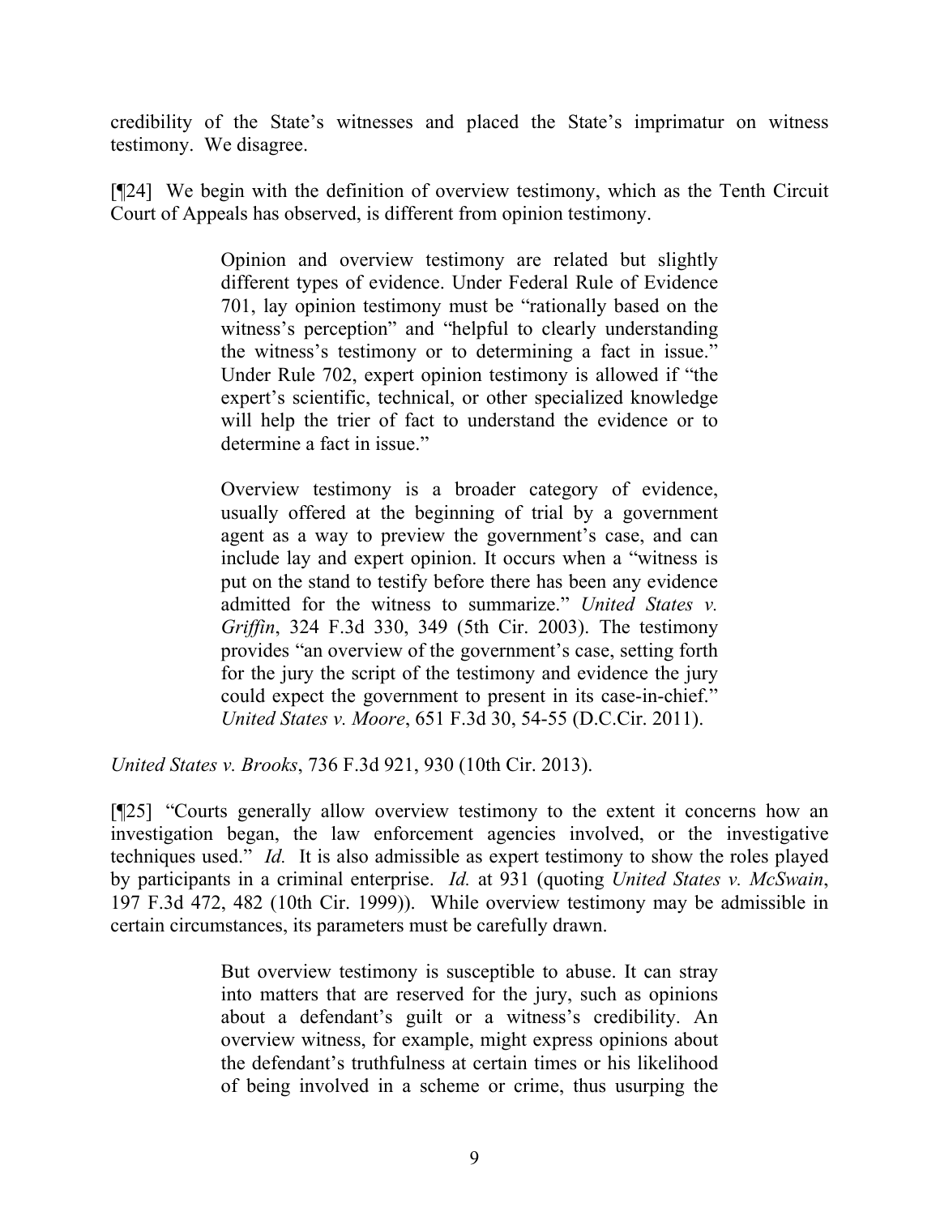credibility of the State's witnesses and placed the State's imprimatur on witness testimony. We disagree.

[¶24] We begin with the definition of overview testimony, which as the Tenth Circuit Court of Appeals has observed, is different from opinion testimony.

> Opinion and overview testimony are related but slightly different types of evidence. Under Federal Rule of Evidence 701, lay opinion testimony must be "rationally based on the witness's perception" and "helpful to clearly understanding the witness's testimony or to determining a fact in issue." Under Rule 702, expert opinion testimony is allowed if "the expert's scientific, technical, or other specialized knowledge will help the trier of fact to understand the evidence or to determine a fact in issue."
>
> Overview testimony is a broader category of evidence, usually offered at the beginning of trial by a government agent as a way to preview the government's case, and can include lay and expert opinion. It occurs when a "witness is put on the stand to testify before there has been any evidence admitted for the witness to summarize." *United States v. Griffin*, 324 F.3d 330, 349 (5th Cir. 2003). The testimony provides "an overview of the government's case, setting forth for the jury the script of the testimony and evidence the jury could expect the government to present in its case-in-chief." *United States v. Moore*, 651 F.3d 30, 54-55 (D.C.Cir. 2011).

*United States v. Brooks*, 736 F.3d 921, 930 (10th Cir. 2013).

[¶25] "Courts generally allow overview testimony to the extent it concerns how an investigation began, the law enforcement agencies involved, or the investigative techniques used." *Id.* It is also admissible as expert testimony to show the roles played by participants in a criminal enterprise. *Id.* at 931 (quoting *United States v. McSwain*, 197 F.3d 472, 482 (10th Cir. 1999)). While overview testimony may be admissible in certain circumstances, its parameters must be carefully drawn.

> But overview testimony is susceptible to abuse. It can stray into matters that are reserved for the jury, such as opinions about a defendant's guilt or a witness's credibility. An overview witness, for example, might express opinions about the defendant's truthfulness at certain times or his likelihood of being involved in a scheme or crime, thus usurping the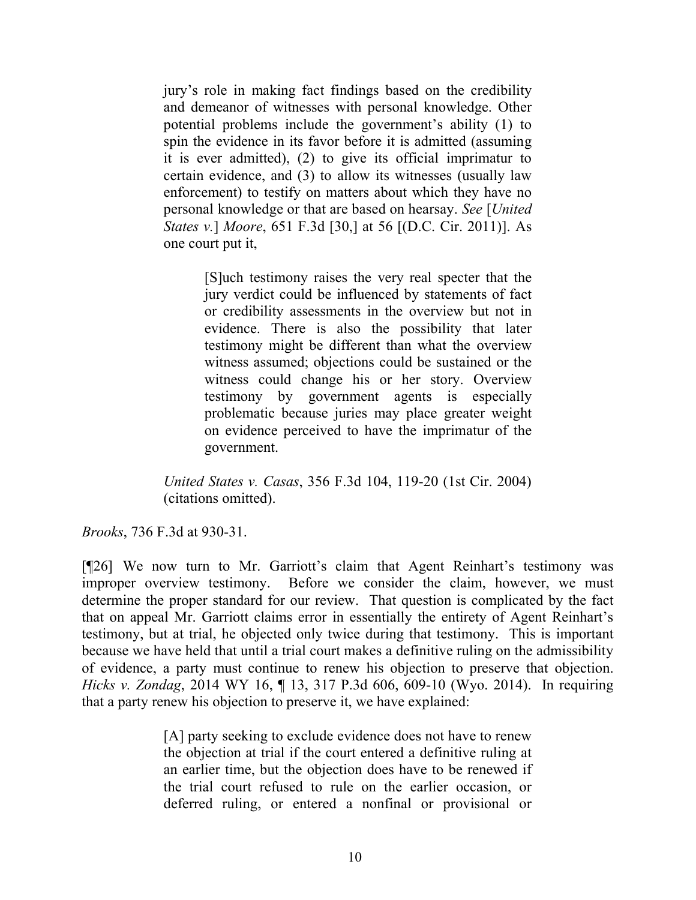jury's role in making fact findings based on the credibility and demeanor of witnesses with personal knowledge. Other potential problems include the government's ability (1) to spin the evidence in its favor before it is admitted (assuming it is ever admitted), (2) to give its official imprimatur to certain evidence, and (3) to allow its witnesses (usually law enforcement) to testify on matters about which they have no personal knowledge or that are based on hearsay. *See* [*United States v.*] *Moore*, 651 F.3d [30,] at 56 [(D.C. Cir. 2011)]. As one court put it,

> > [S]uch testimony raises the very real specter that the jury verdict could be influenced by statements of fact or credibility assessments in the overview but not in evidence. There is also the possibility that later testimony might be different than what the overview witness assumed; objections could be sustained or the witness could change his or her story. Overview testimony by government agents is especially problematic because juries may place greater weight on evidence perceived to have the imprimatur of the government.
>
> *United States v. Casas*, 356 F.3d 104, 119-20 (1st Cir. 2004) (citations omitted).

*Brooks*, 736 F.3d at 930-31.

[¶26] We now turn to Mr. Garriott's claim that Agent Reinhart's testimony was improper overview testimony. Before we consider the claim, however, we must determine the proper standard for our review. That question is complicated by the fact that on appeal Mr. Garriott claims error in essentially the entirety of Agent Reinhart's testimony, but at trial, he objected only twice during that testimony. This is important because we have held that until a trial court makes a definitive ruling on the admissibility of evidence, a party must continue to renew his objection to preserve that objection. *Hicks v. Zondag*, 2014 WY 16, ¶ 13, 317 P.3d 606, 609-10 (Wyo. 2014). In requiring that a party renew his objection to preserve it, we have explained:

> [A] party seeking to exclude evidence does not have to renew the objection at trial if the court entered a definitive ruling at an earlier time, but the objection does have to be renewed if the trial court refused to rule on the earlier occasion, or deferred ruling, or entered a nonfinal or provisional or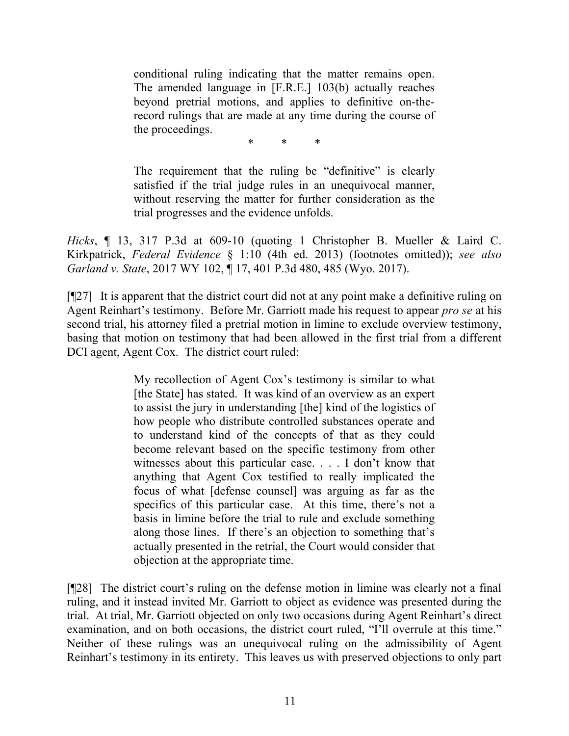> conditional ruling indicating that the matter remains open. The amended language in [F.R.E.] 103(b) actually reaches beyond pretrial motions, and applies to definitive on-the-record rulings that are made at any time during the course of the proceedings.
>
> \* \* \*
>
> The requirement that the ruling be "definitive" is clearly satisfied if the trial judge rules in an unequivocal manner, without reserving the matter for further consideration as the trial progresses and the evidence unfolds.

*Hicks*, ¶ 13, 317 P.3d at 609-10 (quoting 1 Christopher B. Mueller & Laird C. Kirkpatrick, *Federal Evidence* § 1:10 (4th ed. 2013) (footnotes omitted)); *see also Garland v. State*, 2017 WY 102, ¶ 17, 401 P.3d 480, 485 (Wyo. 2017).

[¶27] It is apparent that the district court did not at any point make a definitive ruling on Agent Reinhart's testimony. Before Mr. Garriott made his request to appear *pro se* at his second trial, his attorney filed a pretrial motion in limine to exclude overview testimony, basing that motion on testimony that had been allowed in the first trial from a different DCI agent, Agent Cox. The district court ruled:

> My recollection of Agent Cox's testimony is similar to what [the State] has stated. It was kind of an overview as an expert to assist the jury in understanding [the] kind of the logistics of how people who distribute controlled substances operate and to understand kind of the concepts of that as they could become relevant based on the specific testimony from other witnesses about this particular case. . . . I don't know that anything that Agent Cox testified to really implicated the focus of what [defense counsel] was arguing as far as the specifics of this particular case. At this time, there's not a basis in limine before the trial to rule and exclude something along those lines. If there's an objection to something that's actually presented in the retrial, the Court would consider that objection at the appropriate time.

[¶28] The district court's ruling on the defense motion in limine was clearly not a final ruling, and it instead invited Mr. Garriott to object as evidence was presented during the trial. At trial, Mr. Garriott objected on only two occasions during Agent Reinhart's direct examination, and on both occasions, the district court ruled, "I'll overrule at this time." Neither of these rulings was an unequivocal ruling on the admissibility of Agent Reinhart's testimony in its entirety. This leaves us with preserved objections to only part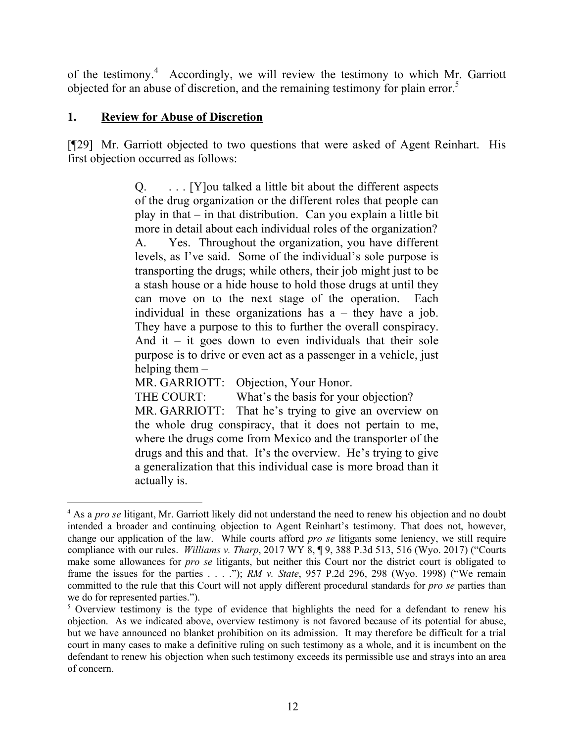of the testimony.[4] Accordingly, we will review the testimony to which Mr. Garriott objected for an abuse of discretion, and the remaining testimony for plain error.[5]

### 1. Review for Abuse of Discretion

[¶29] Mr. Garriott objected to two questions that were asked of Agent Reinhart. His first objection occurred as follows:

> Q. . . . [Y]ou talked a little bit about the different aspects of the drug organization or the different roles that people can play in that – in that distribution. Can you explain a little bit more in detail about each individual roles of the organization?
>
> A. Yes. Throughout the organization, you have different levels, as I've said. Some of the individual's sole purpose is transporting the drugs; while others, their job might just to be a stash house or a hide house to hold those drugs at until they can move on to the next stage of the operation. Each individual in these organizations has a – they have a job. They have a purpose to this to further the overall conspiracy. And it – it goes down to even individuals that their sole purpose is to drive or even act as a passenger in a vehicle, just helping them –
>
> MR. GARRIOTT: Objection, Your Honor.
>
> THE COURT: What's the basis for your objection?
>
> MR. GARRIOTT: That he's trying to give an overview on the whole drug conspiracy, that it does not pertain to me, where the drugs come from Mexico and the transporter of the drugs and this and that. It's the overview. He's trying to give a generalization that this individual case is more broad than it actually is.

---

[4] As a *pro se* litigant, Mr. Garriott likely did not understand the need to renew his objection and no doubt intended a broader and continuing objection to Agent Reinhart's testimony. That does not, however, change our application of the law. While courts afford *pro se* litigants some leniency, we still require compliance with our rules. *Williams v. Tharp*, 2017 WY 8, ¶ 9, 388 P.3d 513, 516 (Wyo. 2017) ("Courts make some allowances for *pro se* litigants, but neither this Court nor the district court is obligated to frame the issues for the parties . . . ."); *RM v. State*, 957 P.2d 296, 298 (Wyo. 1998) ("We remain committed to the rule that this Court will not apply different procedural standards for *pro se* parties than we do for represented parties.").

[5] Overview testimony is the type of evidence that highlights the need for a defendant to renew his objection. As we indicated above, overview testimony is not favored because of its potential for abuse, but we have announced no blanket prohibition on its admission. It may therefore be difficult for a trial court in many cases to make a definitive ruling on such testimony as a whole, and it is incumbent on the defendant to renew his objection when such testimony exceeds its permissible use and strays into an area of concern.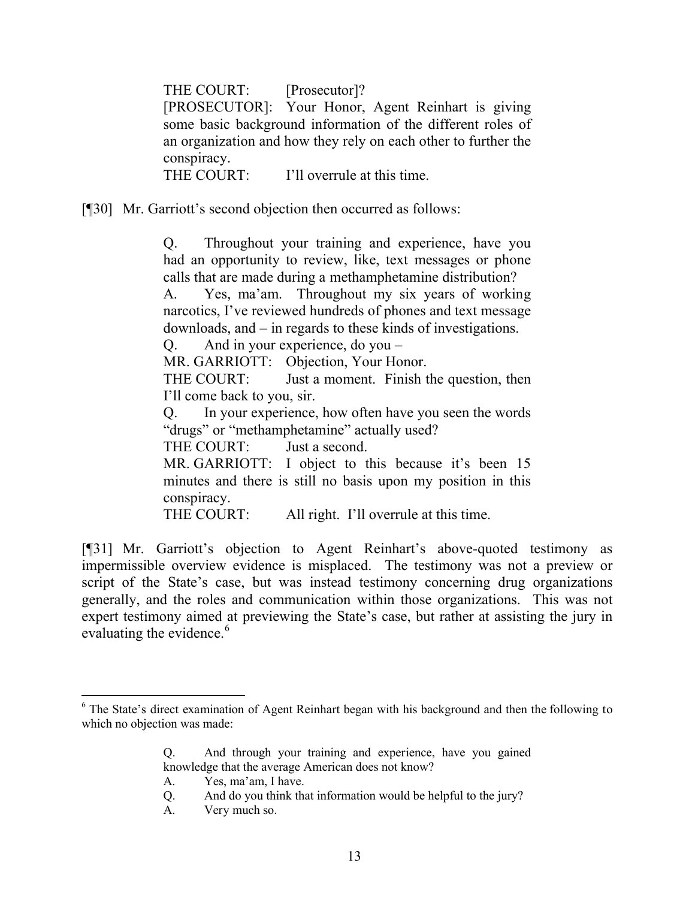> THE COURT: [Prosecutor]?
>
> [PROSECUTOR]: Your Honor, Agent Reinhart is giving some basic background information of the different roles of an organization and how they rely on each other to further the conspiracy.
>
> THE COURT: I'll overrule at this time.

[¶30] Mr. Garriott's second objection then occurred as follows:

> Q. Throughout your training and experience, have you had an opportunity to review, like, text messages or phone calls that are made during a methamphetamine distribution?
>
> A. Yes, ma'am. Throughout my six years of working narcotics, I've reviewed hundreds of phones and text message downloads, and – in regards to these kinds of investigations.
>
> Q. And in your experience, do you –
>
> MR. GARRIOTT: Objection, Your Honor.
>
> THE COURT: Just a moment. Finish the question, then I'll come back to you, sir.
>
> Q. In your experience, how often have you seen the words "drugs" or "methamphetamine" actually used?
>
> THE COURT: Just a second.
>
> MR. GARRIOTT: I object to this because it's been 15 minutes and there is still no basis upon my position in this conspiracy.
>
> THE COURT: All right. I'll overrule at this time.

[¶31] Mr. Garriott's objection to Agent Reinhart's above-quoted testimony as impermissible overview evidence is misplaced. The testimony was not a preview or script of the State's case, but was instead testimony concerning drug organizations generally, and the roles and communication within those organizations. This was not expert testimony aimed at previewing the State's case, but rather at assisting the jury in evaluating the evidence.[6]

---

[6] The State's direct examination of Agent Reinhart began with his background and then the following to which no objection was made:

> Q. And through your training and experience, have you gained knowledge that the average American does not know?
>
> A. Yes, ma'am, I have.
>
> Q. And do you think that information would be helpful to the jury?
>
> A. Very much so.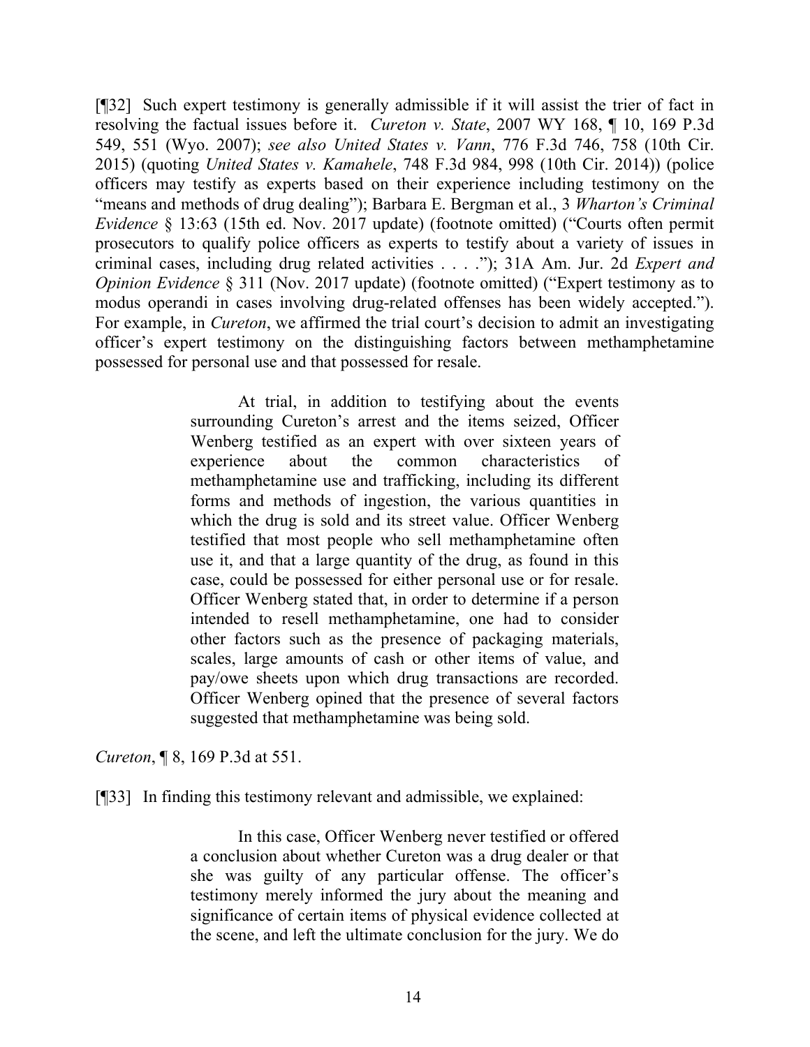[¶32] Such expert testimony is generally admissible if it will assist the trier of fact in resolving the factual issues before it. *Cureton v. State*, 2007 WY 168, ¶ 10, 169 P.3d 549, 551 (Wyo. 2007); *see also United States v. Vann*, 776 F.3d 746, 758 (10th Cir. 2015) (quoting *United States v. Kamahele*, 748 F.3d 984, 998 (10th Cir. 2014)) (police officers may testify as experts based on their experience including testimony on the "means and methods of drug dealing"); Barbara E. Bergman et al., 3 *Wharton's Criminal Evidence* § 13:63 (15th ed. Nov. 2017 update) (footnote omitted) ("Courts often permit prosecutors to qualify police officers as experts to testify about a variety of issues in criminal cases, including drug related activities . . . ."); 31A Am. Jur. 2d *Expert and Opinion Evidence* § 311 (Nov. 2017 update) (footnote omitted) ("Expert testimony as to modus operandi in cases involving drug-related offenses has been widely accepted."). For example, in *Cureton*, we affirmed the trial court's decision to admit an investigating officer's expert testimony on the distinguishing factors between methamphetamine possessed for personal use and that possessed for resale.

> At trial, in addition to testifying about the events surrounding Cureton's arrest and the items seized, Officer Wenberg testified as an expert with over sixteen years of experience about the common characteristics of methamphetamine use and trafficking, including its different forms and methods of ingestion, the various quantities in which the drug is sold and its street value. Officer Wenberg testified that most people who sell methamphetamine often use it, and that a large quantity of the drug, as found in this case, could be possessed for either personal use or for resale. Officer Wenberg stated that, in order to determine if a person intended to resell methamphetamine, one had to consider other factors such as the presence of packaging materials, scales, large amounts of cash or other items of value, and pay/owe sheets upon which drug transactions are recorded. Officer Wenberg opined that the presence of several factors suggested that methamphetamine was being sold.

*Cureton*, ¶ 8, 169 P.3d at 551.

[¶33] In finding this testimony relevant and admissible, we explained:

> In this case, Officer Wenberg never testified or offered a conclusion about whether Cureton was a drug dealer or that she was guilty of any particular offense. The officer's testimony merely informed the jury about the meaning and significance of certain items of physical evidence collected at the scene, and left the ultimate conclusion for the jury. We do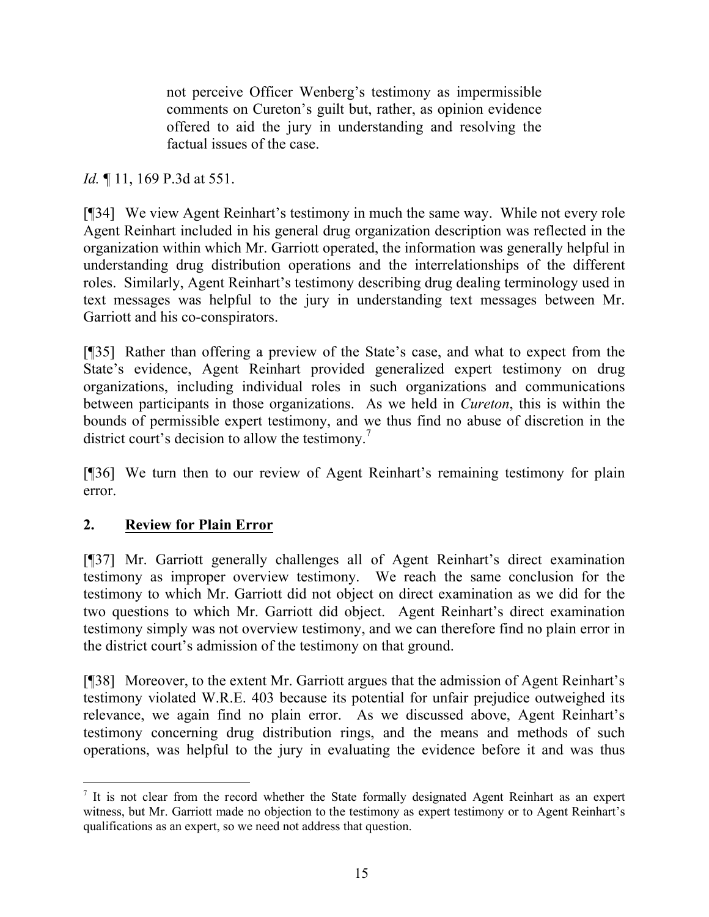> not perceive Officer Wenberg's testimony as impermissible comments on Cureton's guilt but, rather, as opinion evidence offered to aid the jury in understanding and resolving the factual issues of the case.

*Id.* ¶ 11, 169 P.3d at 551.

[¶34] We view Agent Reinhart's testimony in much the same way. While not every role Agent Reinhart included in his general drug organization description was reflected in the organization within which Mr. Garriott operated, the information was generally helpful in understanding drug distribution operations and the interrelationships of the different roles. Similarly, Agent Reinhart's testimony describing drug dealing terminology used in text messages was helpful to the jury in understanding text messages between Mr. Garriott and his co-conspirators.

[¶35] Rather than offering a preview of the State's case, and what to expect from the State's evidence, Agent Reinhart provided generalized expert testimony on drug organizations, including individual roles in such organizations and communications between participants in those organizations. As we held in *Cureton*, this is within the bounds of permissible expert testimony, and we thus find no abuse of discretion in the district court's decision to allow the testimony.[7]

[¶36] We turn then to our review of Agent Reinhart's remaining testimony for plain error.

## 2. <u>Review for Plain Error</u>

[¶37] Mr. Garriott generally challenges all of Agent Reinhart's direct examination testimony as improper overview testimony. We reach the same conclusion for the testimony to which Mr. Garriott did not object on direct examination as we did for the two questions to which Mr. Garriott did object. Agent Reinhart's direct examination testimony simply was not overview testimony, and we can therefore find no plain error in the district court's admission of the testimony on that ground.

[¶38] Moreover, to the extent Mr. Garriott argues that the admission of Agent Reinhart's testimony violated W.R.E. 403 because its potential for unfair prejudice outweighed its relevance, we again find no plain error. As we discussed above, Agent Reinhart's testimony concerning drug distribution rings, and the means and methods of such operations, was helpful to the jury in evaluating the evidence before it and was thus

---

[7] It is not clear from the record whether the State formally designated Agent Reinhart as an expert witness, but Mr. Garriott made no objection to the testimony as expert testimony or to Agent Reinhart's qualifications as an expert, so we need not address that question.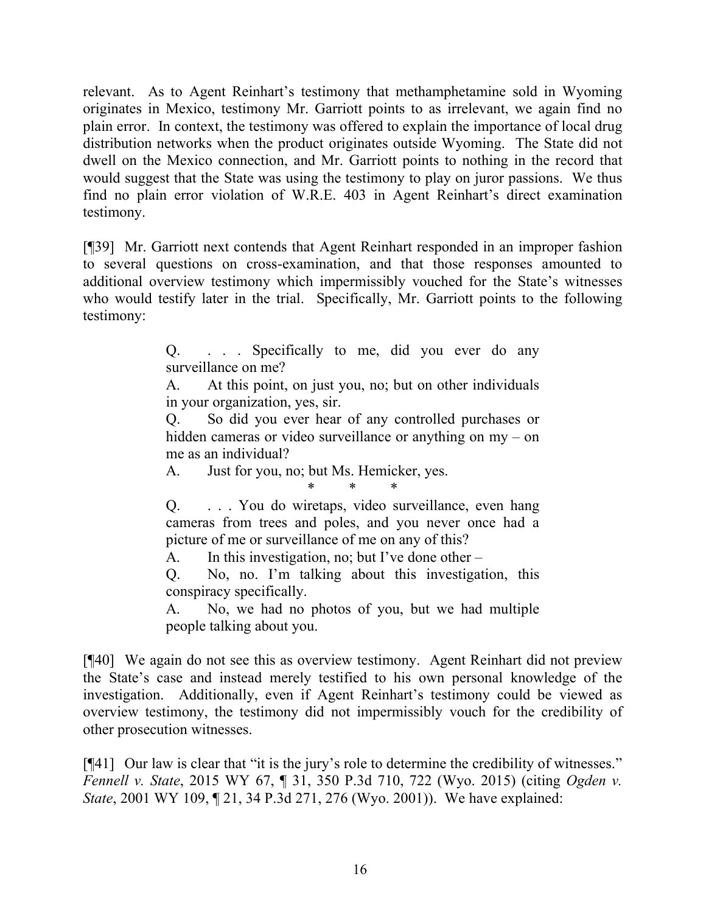relevant. As to Agent Reinhart's testimony that methamphetamine sold in Wyoming originates in Mexico, testimony Mr. Garriott points to as irrelevant, we again find no plain error. In context, the testimony was offered to explain the importance of local drug distribution networks when the product originates outside Wyoming. The State did not dwell on the Mexico connection, and Mr. Garriott points to nothing in the record that would suggest that the State was using the testimony to play on juror passions. We thus find no plain error violation of W.R.E. 403 in Agent Reinhart's direct examination testimony.

[¶39] Mr. Garriott next contends that Agent Reinhart responded in an improper fashion to several questions on cross-examination, and that those responses amounted to additional overview testimony which impermissibly vouched for the State's witnesses who would testify later in the trial. Specifically, Mr. Garriott points to the following testimony:

> Q. . . . Specifically to me, did you ever do any surveillance on me?
>
> A. At this point, on just you, no; but on other individuals in your organization, yes, sir.
>
> Q. So did you ever hear of any controlled purchases or hidden cameras or video surveillance or anything on my – on me as an individual?
>
> A. Just for you, no; but Ms. Hemicker, yes.
>
> \* \* \*
>
> Q. . . . You do wiretaps, video surveillance, even hang cameras from trees and poles, and you never once had a picture of me or surveillance of me on any of this?
>
> A. In this investigation, no; but I've done other –
>
> Q. No, no. I'm talking about this investigation, this conspiracy specifically.
>
> A. No, we had no photos of you, but we had multiple people talking about you.

[¶40] We again do not see this as overview testimony. Agent Reinhart did not preview the State's case and instead merely testified to his own personal knowledge of the investigation. Additionally, even if Agent Reinhart's testimony could be viewed as overview testimony, the testimony did not impermissibly vouch for the credibility of other prosecution witnesses.

[¶41] Our law is clear that "it is the jury's role to determine the credibility of witnesses." *Fennell v. State*, 2015 WY 67, ¶ 31, 350 P.3d 710, 722 (Wyo. 2015) (citing *Ogden v. State*, 2001 WY 109, ¶ 21, 34 P.3d 271, 276 (Wyo. 2001)). We have explained: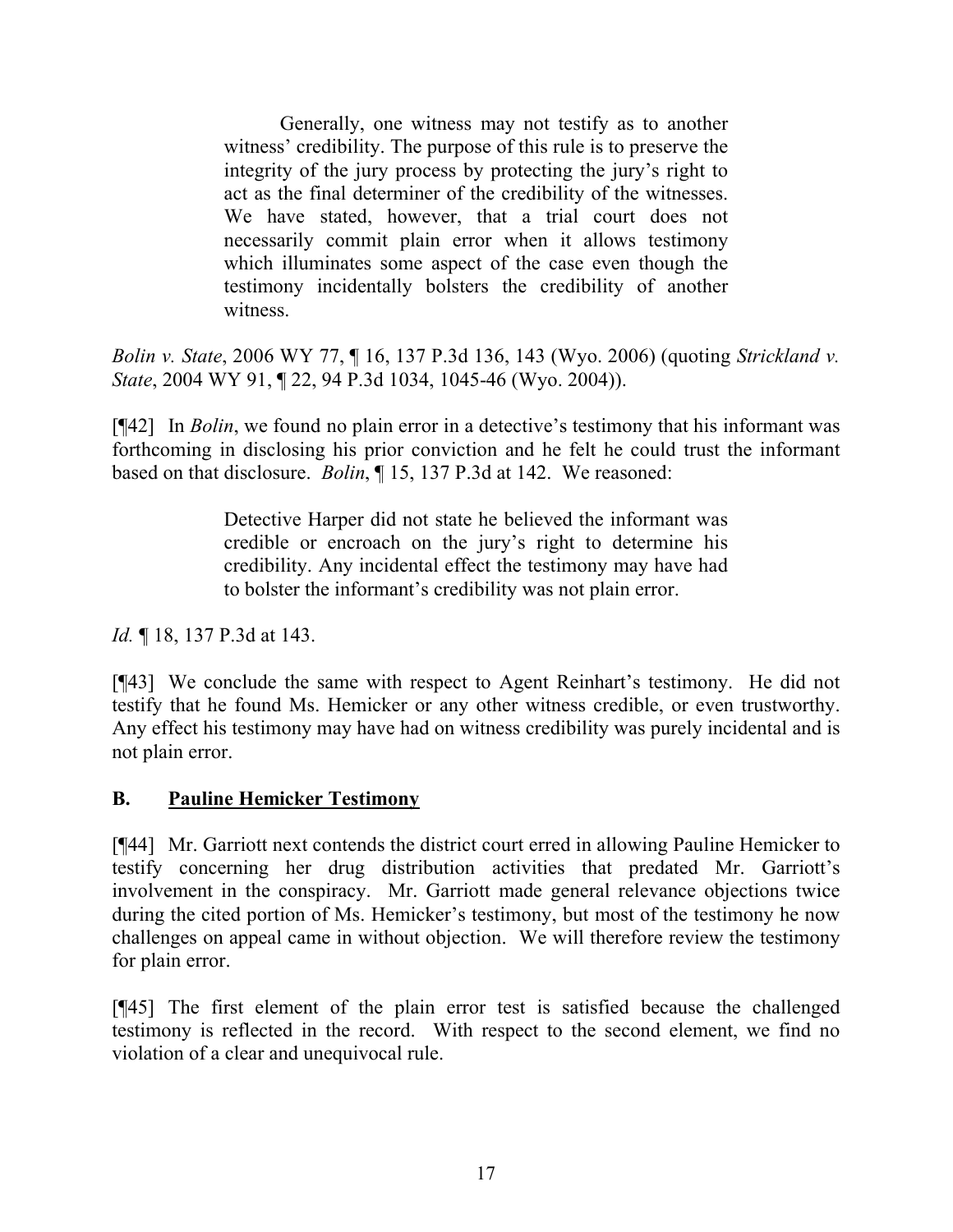> Generally, one witness may not testify as to another witness' credibility. The purpose of this rule is to preserve the integrity of the jury process by protecting the jury's right to act as the final determiner of the credibility of the witnesses. We have stated, however, that a trial court does not necessarily commit plain error when it allows testimony which illuminates some aspect of the case even though the testimony incidentally bolsters the credibility of another witness.

*Bolin v. State*, 2006 WY 77, ¶ 16, 137 P.3d 136, 143 (Wyo. 2006) (quoting *Strickland v. State*, 2004 WY 91, ¶ 22, 94 P.3d 1034, 1045-46 (Wyo. 2004)).

[¶42] In *Bolin*, we found no plain error in a detective's testimony that his informant was forthcoming in disclosing his prior conviction and he felt he could trust the informant based on that disclosure. *Bolin*, ¶ 15, 137 P.3d at 142. We reasoned:

> Detective Harper did not state he believed the informant was credible or encroach on the jury's right to determine his credibility. Any incidental effect the testimony may have had to bolster the informant's credibility was not plain error.

*Id.* ¶ 18, 137 P.3d at 143.

[¶43] We conclude the same with respect to Agent Reinhart's testimony. He did not testify that he found Ms. Hemicker or any other witness credible, or even trustworthy. Any effect his testimony may have had on witness credibility was purely incidental and is not plain error.

## B. Pauline Hemicker Testimony

[¶44] Mr. Garriott next contends the district court erred in allowing Pauline Hemicker to testify concerning her drug distribution activities that predated Mr. Garriott's involvement in the conspiracy. Mr. Garriott made general relevance objections twice during the cited portion of Ms. Hemicker's testimony, but most of the testimony he now challenges on appeal came in without objection. We will therefore review the testimony for plain error.

[¶45] The first element of the plain error test is satisfied because the challenged testimony is reflected in the record. With respect to the second element, we find no violation of a clear and unequivocal rule.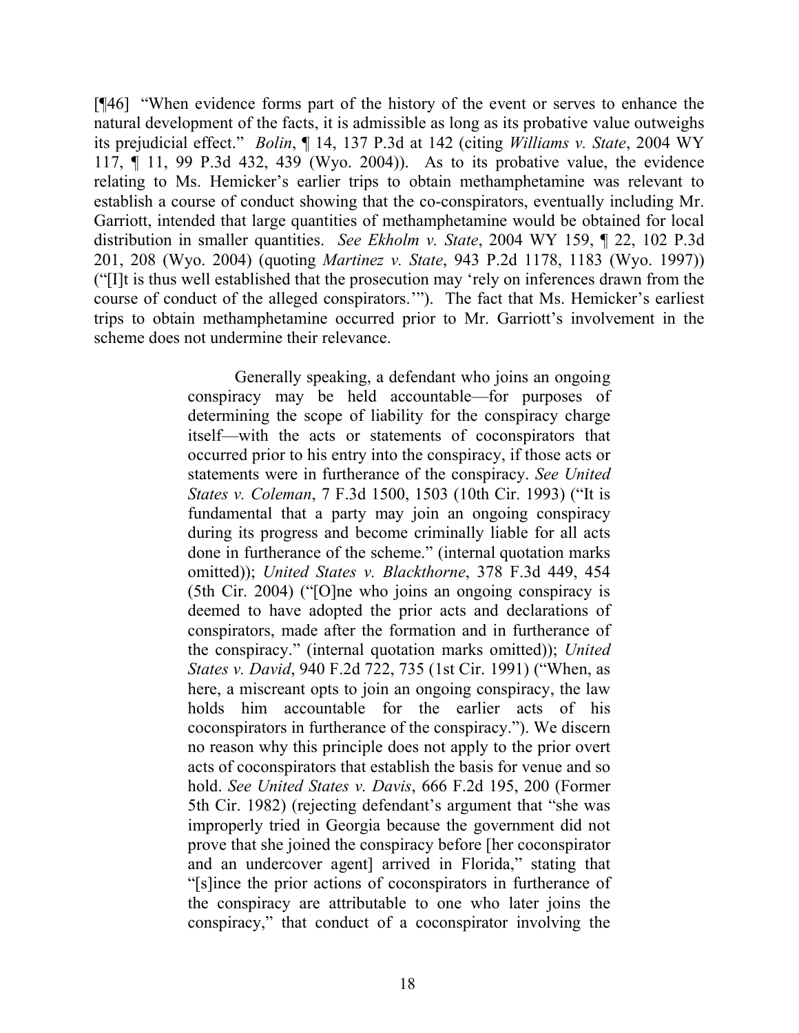[¶46] "When evidence forms part of the history of the event or serves to enhance the natural development of the facts, it is admissible as long as its probative value outweighs its prejudicial effect." *Bolin*, ¶ 14, 137 P.3d at 142 (citing *Williams v. State*, 2004 WY 117, ¶ 11, 99 P.3d 432, 439 (Wyo. 2004)). As to its probative value, the evidence relating to Ms. Hemicker's earlier trips to obtain methamphetamine was relevant to establish a course of conduct showing that the co-conspirators, eventually including Mr. Garriott, intended that large quantities of methamphetamine would be obtained for local distribution in smaller quantities. *See Ekholm v. State*, 2004 WY 159, ¶ 22, 102 P.3d 201, 208 (Wyo. 2004) (quoting *Martinez v. State*, 943 P.2d 1178, 1183 (Wyo. 1997)) ("[I]t is thus well established that the prosecution may 'rely on inferences drawn from the course of conduct of the alleged conspirators.'"). The fact that Ms. Hemicker's earliest trips to obtain methamphetamine occurred prior to Mr. Garriott's involvement in the scheme does not undermine their relevance.

> Generally speaking, a defendant who joins an ongoing conspiracy may be held accountable—for purposes of determining the scope of liability for the conspiracy charge itself—with the acts or statements of coconspirators that occurred prior to his entry into the conspiracy, if those acts or statements were in furtherance of the conspiracy. *See United States v. Coleman*, 7 F.3d 1500, 1503 (10th Cir. 1993) ("It is fundamental that a party may join an ongoing conspiracy during its progress and become criminally liable for all acts done in furtherance of the scheme." (internal quotation marks omitted)); *United States v. Blackthorne*, 378 F.3d 449, 454 (5th Cir. 2004) ("[O]ne who joins an ongoing conspiracy is deemed to have adopted the prior acts and declarations of conspirators, made after the formation and in furtherance of the conspiracy." (internal quotation marks omitted)); *United States v. David*, 940 F.2d 722, 735 (1st Cir. 1991) ("When, as here, a miscreant opts to join an ongoing conspiracy, the law holds him accountable for the earlier acts of his coconspirators in furtherance of the conspiracy."). We discern no reason why this principle does not apply to the prior overt acts of coconspirators that establish the basis for venue and so hold. *See United States v. Davis*, 666 F.2d 195, 200 (Former 5th Cir. 1982) (rejecting defendant's argument that "she was improperly tried in Georgia because the government did not prove that she joined the conspiracy before [her coconspirator and an undercover agent] arrived in Florida," stating that "[s]ince the prior actions of coconspirators in furtherance of the conspiracy are attributable to one who later joins the conspiracy," that conduct of a coconspirator involving the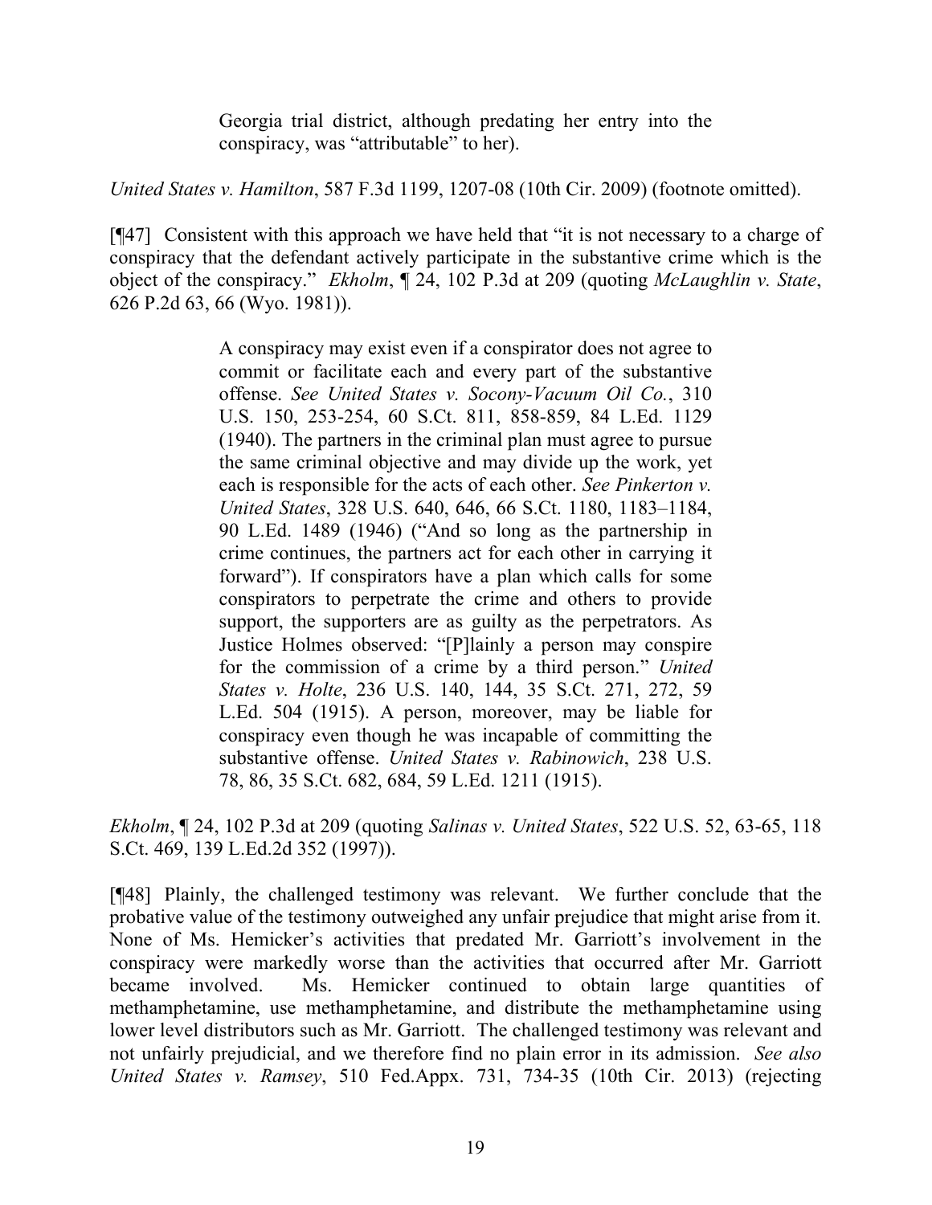> Georgia trial district, although predating her entry into the conspiracy, was "attributable" to her).

*United States v. Hamilton*, 587 F.3d 1199, 1207-08 (10th Cir. 2009) (footnote omitted).

[¶47] Consistent with this approach we have held that "it is not necessary to a charge of conspiracy that the defendant actively participate in the substantive crime which is the object of the conspiracy." *Ekholm*, ¶ 24, 102 P.3d at 209 (quoting *McLaughlin v. State*, 626 P.2d 63, 66 (Wyo. 1981)).

> A conspiracy may exist even if a conspirator does not agree to commit or facilitate each and every part of the substantive offense. *See United States v. Socony-Vacuum Oil Co.*, 310 U.S. 150, 253-254, 60 S.Ct. 811, 858-859, 84 L.Ed. 1129 (1940). The partners in the criminal plan must agree to pursue the same criminal objective and may divide up the work, yet each is responsible for the acts of each other. *See Pinkerton v. United States*, 328 U.S. 640, 646, 66 S.Ct. 1180, 1183–1184, 90 L.Ed. 1489 (1946) ("And so long as the partnership in crime continues, the partners act for each other in carrying it forward"). If conspirators have a plan which calls for some conspirators to perpetrate the crime and others to provide support, the supporters are as guilty as the perpetrators. As Justice Holmes observed: "[P]lainly a person may conspire for the commission of a crime by a third person." *United States v. Holte*, 236 U.S. 140, 144, 35 S.Ct. 271, 272, 59 L.Ed. 504 (1915). A person, moreover, may be liable for conspiracy even though he was incapable of committing the substantive offense. *United States v. Rabinowich*, 238 U.S. 78, 86, 35 S.Ct. 682, 684, 59 L.Ed. 1211 (1915).

*Ekholm*, ¶ 24, 102 P.3d at 209 (quoting *Salinas v. United States*, 522 U.S. 52, 63-65, 118 S.Ct. 469, 139 L.Ed.2d 352 (1997)).

[¶48] Plainly, the challenged testimony was relevant. We further conclude that the probative value of the testimony outweighed any unfair prejudice that might arise from it. None of Ms. Hemicker's activities that predated Mr. Garriott's involvement in the conspiracy were markedly worse than the activities that occurred after Mr. Garriott became involved. Ms. Hemicker continued to obtain large quantities of methamphetamine, use methamphetamine, and distribute the methamphetamine using lower level distributors such as Mr. Garriott. The challenged testimony was relevant and not unfairly prejudicial, and we therefore find no plain error in its admission. *See also United States v. Ramsey*, 510 Fed.Appx. 731, 734-35 (10th Cir. 2013) (rejecting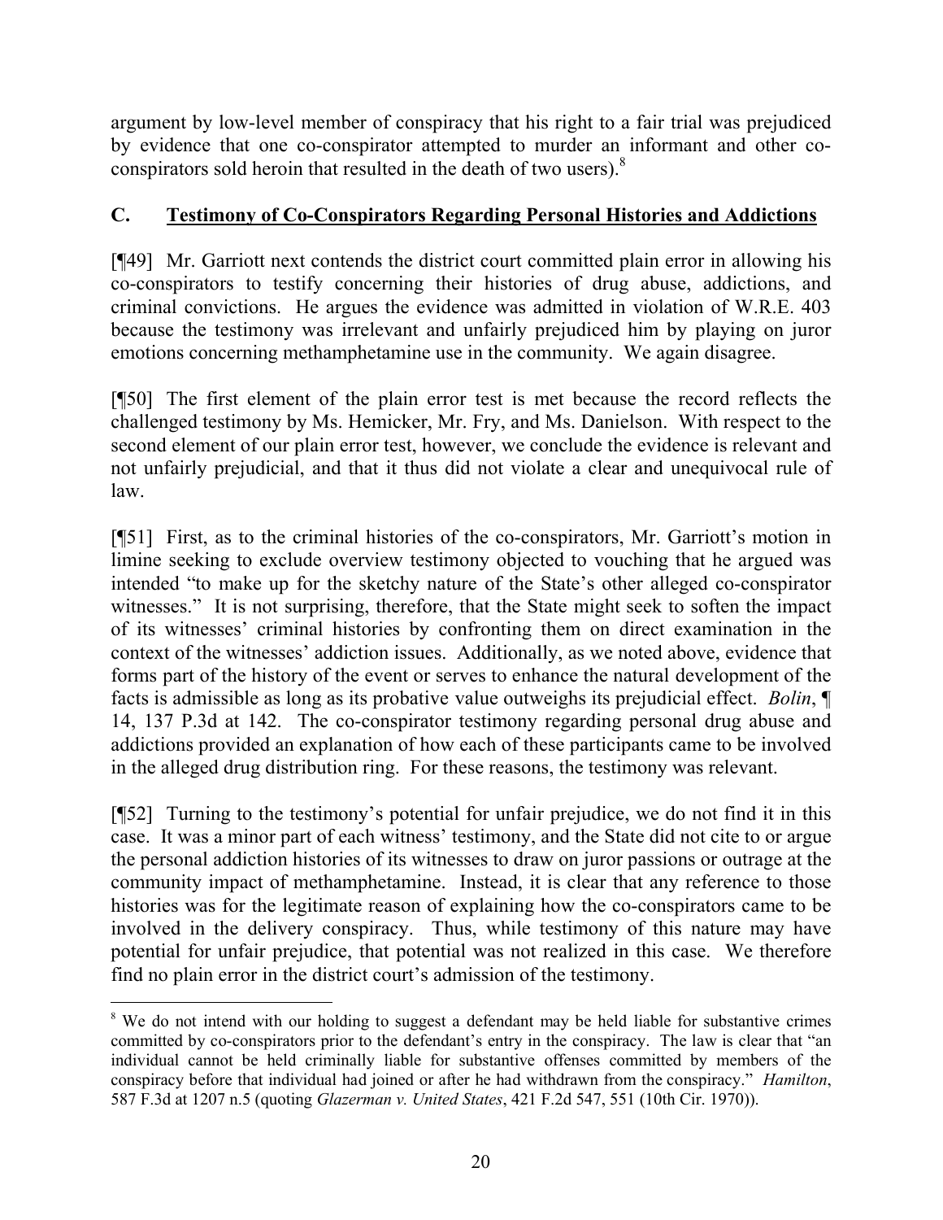argument by low-level member of conspiracy that his right to a fair trial was prejudiced by evidence that one co-conspirator attempted to murder an informant and other co-conspirators sold heroin that resulted in the death of two users).[8]

## C. Testimony of Co-Conspirators Regarding Personal Histories and Addictions

[¶49] Mr. Garriott next contends the district court committed plain error in allowing his co-conspirators to testify concerning their histories of drug abuse, addictions, and criminal convictions. He argues the evidence was admitted in violation of W.R.E. 403 because the testimony was irrelevant and unfairly prejudiced him by playing on juror emotions concerning methamphetamine use in the community. We again disagree.

[¶50] The first element of the plain error test is met because the record reflects the challenged testimony by Ms. Hemicker, Mr. Fry, and Ms. Danielson. With respect to the second element of our plain error test, however, we conclude the evidence is relevant and not unfairly prejudicial, and that it thus did not violate a clear and unequivocal rule of law.

[¶51] First, as to the criminal histories of the co-conspirators, Mr. Garriott's motion in limine seeking to exclude overview testimony objected to vouching that he argued was intended "to make up for the sketchy nature of the State's other alleged co-conspirator witnesses." It is not surprising, therefore, that the State might seek to soften the impact of its witnesses' criminal histories by confronting them on direct examination in the context of the witnesses' addiction issues. Additionally, as we noted above, evidence that forms part of the history of the event or serves to enhance the natural development of the facts is admissible as long as its probative value outweighs its prejudicial effect. *Bolin*, ¶ 14, 137 P.3d at 142. The co-conspirator testimony regarding personal drug abuse and addictions provided an explanation of how each of these participants came to be involved in the alleged drug distribution ring. For these reasons, the testimony was relevant.

[¶52] Turning to the testimony's potential for unfair prejudice, we do not find it in this case. It was a minor part of each witness' testimony, and the State did not cite to or argue the personal addiction histories of its witnesses to draw on juror passions or outrage at the community impact of methamphetamine. Instead, it is clear that any reference to those histories was for the legitimate reason of explaining how the co-conspirators came to be involved in the delivery conspiracy. Thus, while testimony of this nature may have potential for unfair prejudice, that potential was not realized in this case. We therefore find no plain error in the district court's admission of the testimony.

---

[8] We do not intend with our holding to suggest a defendant may be held liable for substantive crimes committed by co-conspirators prior to the defendant's entry in the conspiracy. The law is clear that "an individual cannot be held criminally liable for substantive offenses committed by members of the conspiracy before that individual had joined or after he had withdrawn from the conspiracy." *Hamilton*, 587 F.3d at 1207 n.5 (quoting *Glazerman v. United States*, 421 F.2d 547, 551 (10th Cir. 1970)).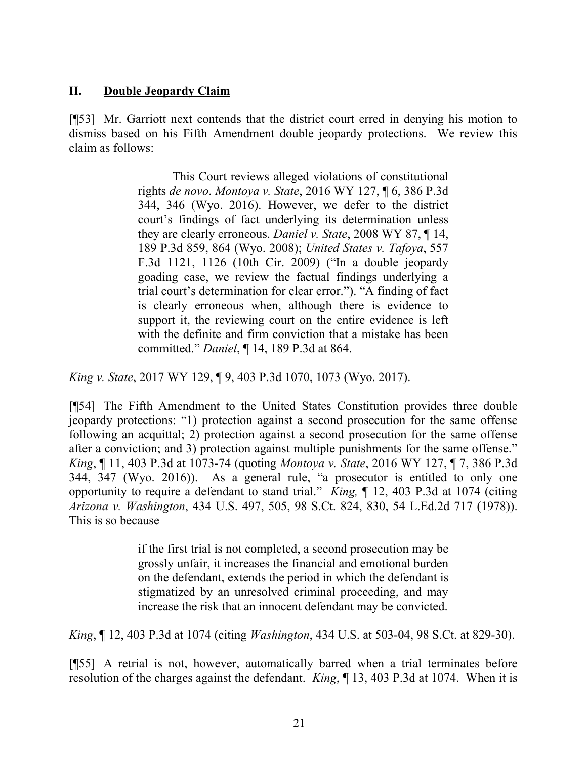## II. Double Jeopardy Claim

[¶53] Mr. Garriott next contends that the district court erred in denying his motion to dismiss based on his Fifth Amendment double jeopardy protections. We review this claim as follows:

> This Court reviews alleged violations of constitutional rights *de novo*. *Montoya v. State*, 2016 WY 127, ¶ 6, 386 P.3d 344, 346 (Wyo. 2016). However, we defer to the district court's findings of fact underlying its determination unless they are clearly erroneous. *Daniel v. State*, 2008 WY 87, ¶ 14, 189 P.3d 859, 864 (Wyo. 2008); *United States v. Tafoya*, 557 F.3d 1121, 1126 (10th Cir. 2009) ("In a double jeopardy goading case, we review the factual findings underlying a trial court's determination for clear error."). "A finding of fact is clearly erroneous when, although there is evidence to support it, the reviewing court on the entire evidence is left with the definite and firm conviction that a mistake has been committed." *Daniel*, ¶ 14, 189 P.3d at 864.

*King v. State*, 2017 WY 129, ¶ 9, 403 P.3d 1070, 1073 (Wyo. 2017).

[¶54] The Fifth Amendment to the United States Constitution provides three double jeopardy protections: "1) protection against a second prosecution for the same offense following an acquittal; 2) protection against a second prosecution for the same offense after a conviction; and 3) protection against multiple punishments for the same offense." *King*, ¶ 11, 403 P.3d at 1073-74 (quoting *Montoya v. State*, 2016 WY 127, ¶ 7, 386 P.3d 344, 347 (Wyo. 2016)). As a general rule, "a prosecutor is entitled to only one opportunity to require a defendant to stand trial." *King,* ¶ 12, 403 P.3d at 1074 (citing *Arizona v. Washington*, 434 U.S. 497, 505, 98 S.Ct. 824, 830, 54 L.Ed.2d 717 (1978)). This is so because

> if the first trial is not completed, a second prosecution may be grossly unfair, it increases the financial and emotional burden on the defendant, extends the period in which the defendant is stigmatized by an unresolved criminal proceeding, and may increase the risk that an innocent defendant may be convicted.

*King*, ¶ 12, 403 P.3d at 1074 (citing *Washington*, 434 U.S. at 503-04, 98 S.Ct. at 829-30).

[¶55] A retrial is not, however, automatically barred when a trial terminates before resolution of the charges against the defendant. *King*, ¶ 13, 403 P.3d at 1074. When it is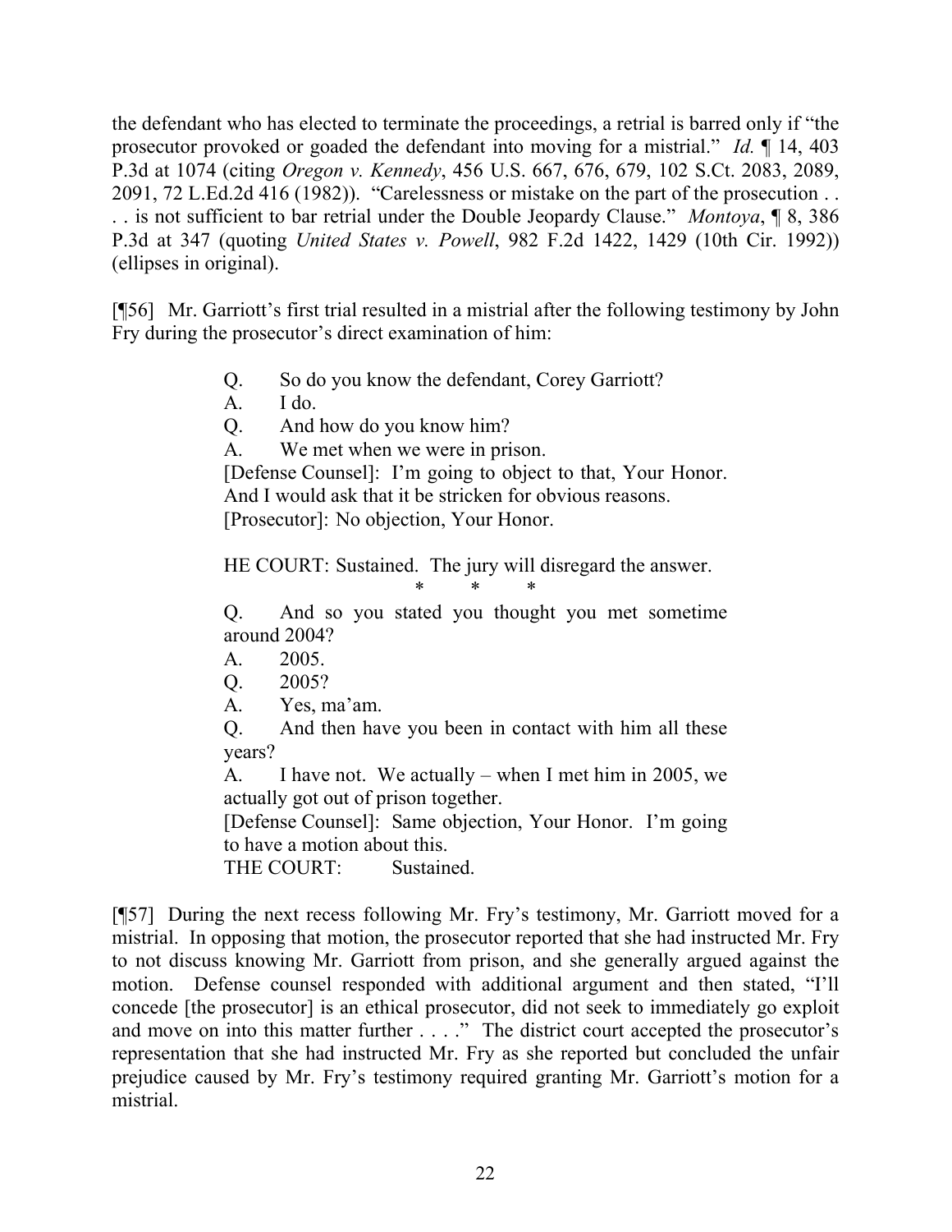the defendant who has elected to terminate the proceedings, a retrial is barred only if "the prosecutor provoked or goaded the defendant into moving for a mistrial." *Id.* ¶ 14, 403 P.3d at 1074 (citing *Oregon v. Kennedy*, 456 U.S. 667, 676, 679, 102 S.Ct. 2083, 2089, 2091, 72 L.Ed.2d 416 (1982)). "Carelessness or mistake on the part of the prosecution . . . . is not sufficient to bar retrial under the Double Jeopardy Clause." *Montoya*, ¶ 8, 386 P.3d at 347 (quoting *United States v. Powell*, 982 F.2d 1422, 1429 (10th Cir. 1992)) (ellipses in original).

[¶56] Mr. Garriott's first trial resulted in a mistrial after the following testimony by John Fry during the prosecutor's direct examination of him:

> Q. So do you know the defendant, Corey Garriott?
>
> A. I do.
>
> Q. And how do you know him?
>
> A. We met when we were in prison.
>
> [Defense Counsel]: I'm going to object to that, Your Honor. And I would ask that it be stricken for obvious reasons.
>
> [Prosecutor]: No objection, Your Honor.
>
> HE COURT: Sustained. The jury will disregard the answer.
>
> \* \* \*
>
> Q. And so you stated you thought you met sometime around 2004?
>
> A. 2005.
>
> Q. 2005?
>
> A. Yes, ma'am.
>
> Q. And then have you been in contact with him all these years?
>
> A. I have not. We actually – when I met him in 2005, we actually got out of prison together.
>
> [Defense Counsel]: Same objection, Your Honor. I'm going to have a motion about this.
>
> THE COURT: Sustained.

[¶57] During the next recess following Mr. Fry's testimony, Mr. Garriott moved for a mistrial. In opposing that motion, the prosecutor reported that she had instructed Mr. Fry to not discuss knowing Mr. Garriott from prison, and she generally argued against the motion. Defense counsel responded with additional argument and then stated, "I'll concede [the prosecutor] is an ethical prosecutor, did not seek to immediately go exploit and move on into this matter further . . . ." The district court accepted the prosecutor's representation that she had instructed Mr. Fry as she reported but concluded the unfair prejudice caused by Mr. Fry's testimony required granting Mr. Garriott's motion for a mistrial.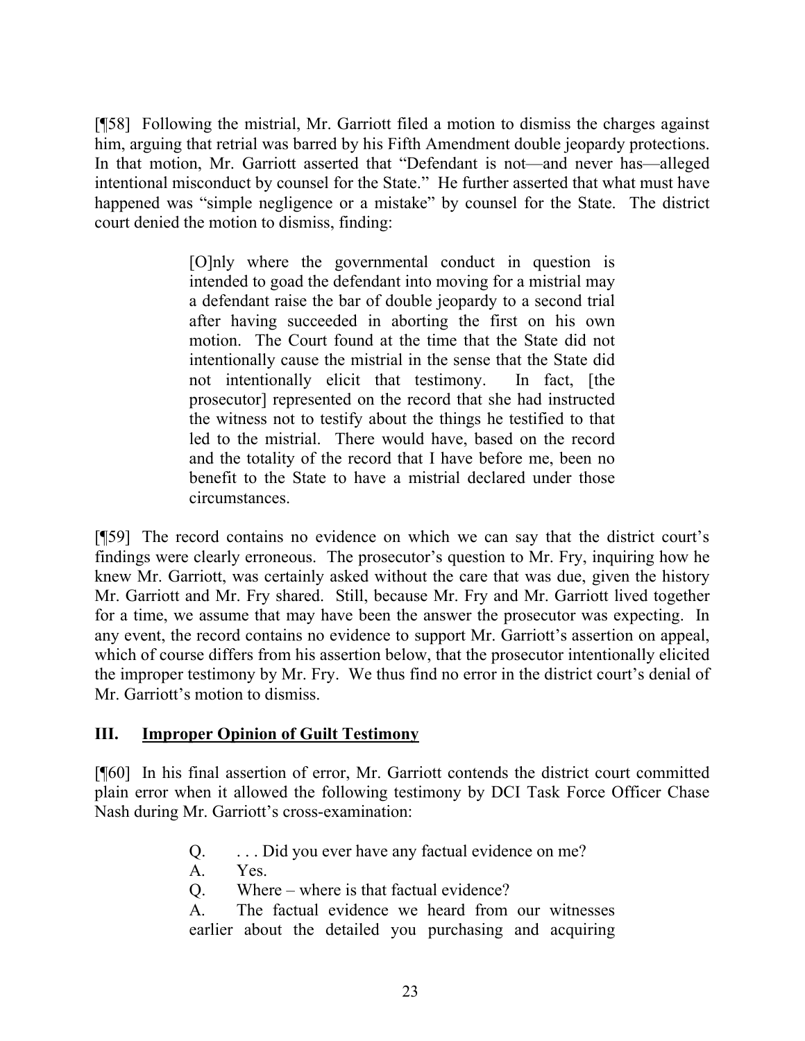[¶58] Following the mistrial, Mr. Garriott filed a motion to dismiss the charges against him, arguing that retrial was barred by his Fifth Amendment double jeopardy protections. In that motion, Mr. Garriott asserted that "Defendant is not—and never has—alleged intentional misconduct by counsel for the State." He further asserted that what must have happened was "simple negligence or a mistake" by counsel for the State. The district court denied the motion to dismiss, finding:

> [O]nly where the governmental conduct in question is intended to goad the defendant into moving for a mistrial may a defendant raise the bar of double jeopardy to a second trial after having succeeded in aborting the first on his own motion. The Court found at the time that the State did not intentionally cause the mistrial in the sense that the State did not intentionally elicit that testimony. In fact, [the prosecutor] represented on the record that she had instructed the witness not to testify about the things he testified to that led to the mistrial. There would have, based on the record and the totality of the record that I have before me, been no benefit to the State to have a mistrial declared under those circumstances.

[¶59] The record contains no evidence on which we can say that the district court's findings were clearly erroneous. The prosecutor's question to Mr. Fry, inquiring how he knew Mr. Garriott, was certainly asked without the care that was due, given the history Mr. Garriott and Mr. Fry shared. Still, because Mr. Fry and Mr. Garriott lived together for a time, we assume that may have been the answer the prosecutor was expecting. In any event, the record contains no evidence to support Mr. Garriott's assertion on appeal, which of course differs from his assertion below, that the prosecutor intentionally elicited the improper testimony by Mr. Fry. We thus find no error in the district court's denial of Mr. Garriott's motion to dismiss.

## III. Improper Opinion of Guilt Testimony

[¶60] In his final assertion of error, Mr. Garriott contends the district court committed plain error when it allowed the following testimony by DCI Task Force Officer Chase Nash during Mr. Garriott's cross-examination:

> Q. . . . Did you ever have any factual evidence on me?
>
> A. Yes.
>
> Q. Where – where is that factual evidence?
>
> A. The factual evidence we heard from our witnesses earlier about the detailed you purchasing and acquiring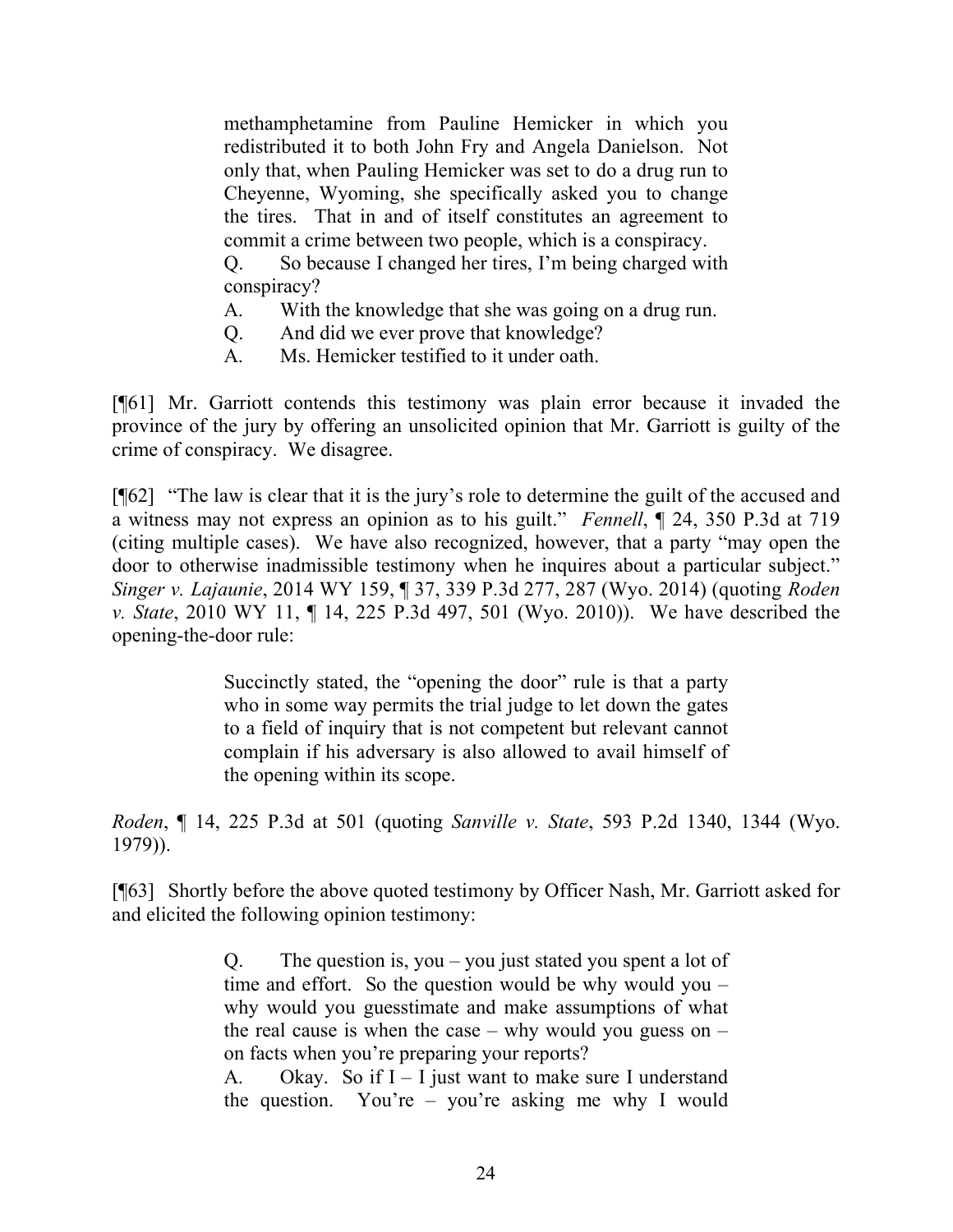> methamphetamine from Pauline Hemicker in which you redistributed it to both John Fry and Angela Danielson. Not only that, when Pauling Hemicker was set to do a drug run to Cheyenne, Wyoming, she specifically asked you to change the tires. That in and of itself constitutes an agreement to commit a crime between two people, which is a conspiracy.
>
> Q. So because I changed her tires, I'm being charged with conspiracy?
>
> A. With the knowledge that she was going on a drug run.
>
> Q. And did we ever prove that knowledge?
>
> A. Ms. Hemicker testified to it under oath.

[¶61] Mr. Garriott contends this testimony was plain error because it invaded the province of the jury by offering an unsolicited opinion that Mr. Garriott is guilty of the crime of conspiracy. We disagree.

[¶62] "The law is clear that it is the jury's role to determine the guilt of the accused and a witness may not express an opinion as to his guilt." *Fennell*, ¶ 24, 350 P.3d at 719 (citing multiple cases). We have also recognized, however, that a party "may open the door to otherwise inadmissible testimony when he inquires about a particular subject." *Singer v. Lajaunie*, 2014 WY 159, ¶ 37, 339 P.3d 277, 287 (Wyo. 2014) (quoting *Roden v. State*, 2010 WY 11, ¶ 14, 225 P.3d 497, 501 (Wyo. 2010)). We have described the opening-the-door rule:

> Succinctly stated, the "opening the door" rule is that a party who in some way permits the trial judge to let down the gates to a field of inquiry that is not competent but relevant cannot complain if his adversary is also allowed to avail himself of the opening within its scope.

*Roden*, ¶ 14, 225 P.3d at 501 (quoting *Sanville v. State*, 593 P.2d 1340, 1344 (Wyo. 1979)).

[¶63] Shortly before the above quoted testimony by Officer Nash, Mr. Garriott asked for and elicited the following opinion testimony:

> Q. The question is, you – you just stated you spent a lot of time and effort. So the question would be why would you – why would you guesstimate and make assumptions of what the real cause is when the case – why would you guess on – on facts when you're preparing your reports?
>
> A. Okay. So if I – I just want to make sure I understand the question. You're – you're asking me why I would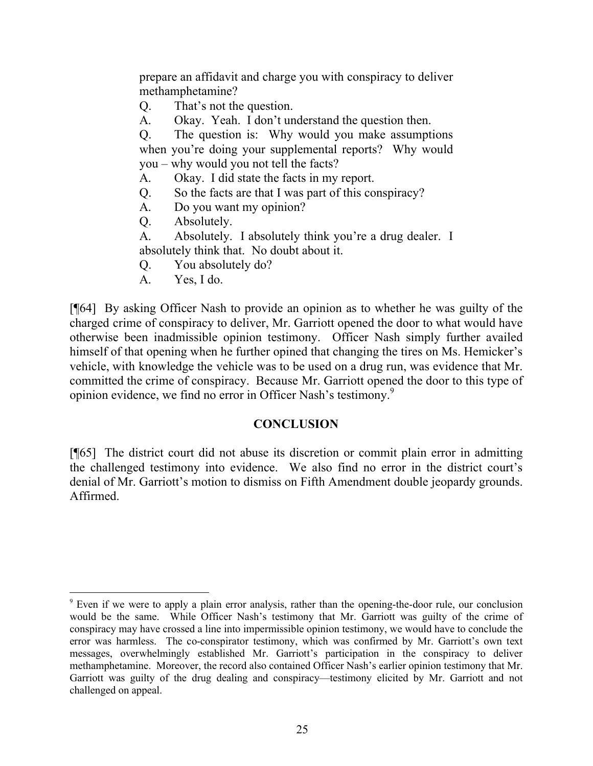prepare an affidavit and charge you with conspiracy to deliver methamphetamine?

> Q. That's not the question.
>
> A. Okay. Yeah. I don't understand the question then.
>
> Q. The question is: Why would you make assumptions when you're doing your supplemental reports? Why would you – why would you not tell the facts?
>
> A. Okay. I did state the facts in my report.
>
> Q. So the facts are that I was part of this conspiracy?
>
> A. Do you want my opinion?
>
> Q. Absolutely.
>
> A. Absolutely. I absolutely think you're a drug dealer. I absolutely think that. No doubt about it.
>
> Q. You absolutely do?
>
> A. Yes, I do.

[¶64] By asking Officer Nash to provide an opinion as to whether he was guilty of the charged crime of conspiracy to deliver, Mr. Garriott opened the door to what would have otherwise been inadmissible opinion testimony. Officer Nash simply further availed himself of that opening when he further opined that changing the tires on Ms. Hemicker's vehicle, with knowledge the vehicle was to be used on a drug run, was evidence that Mr. committed the crime of conspiracy. Because Mr. Garriott opened the door to this type of opinion evidence, we find no error in Officer Nash's testimony.[9]

## CONCLUSION

[¶65] The district court did not abuse its discretion or commit plain error in admitting the challenged testimony into evidence. We also find no error in the district court's denial of Mr. Garriott's motion to dismiss on Fifth Amendment double jeopardy grounds. Affirmed.

---

[9] Even if we were to apply a plain error analysis, rather than the opening-the-door rule, our conclusion would be the same. While Officer Nash's testimony that Mr. Garriott was guilty of the crime of conspiracy may have crossed a line into impermissible opinion testimony, we would have to conclude the error was harmless. The co-conspirator testimony, which was confirmed by Mr. Garriott's own text messages, overwhelmingly established Mr. Garriott's participation in the conspiracy to deliver methamphetamine. Moreover, the record also contained Officer Nash's earlier opinion testimony that Mr. Garriott was guilty of the drug dealing and conspiracy—testimony elicited by Mr. Garriott and not challenged on appeal.